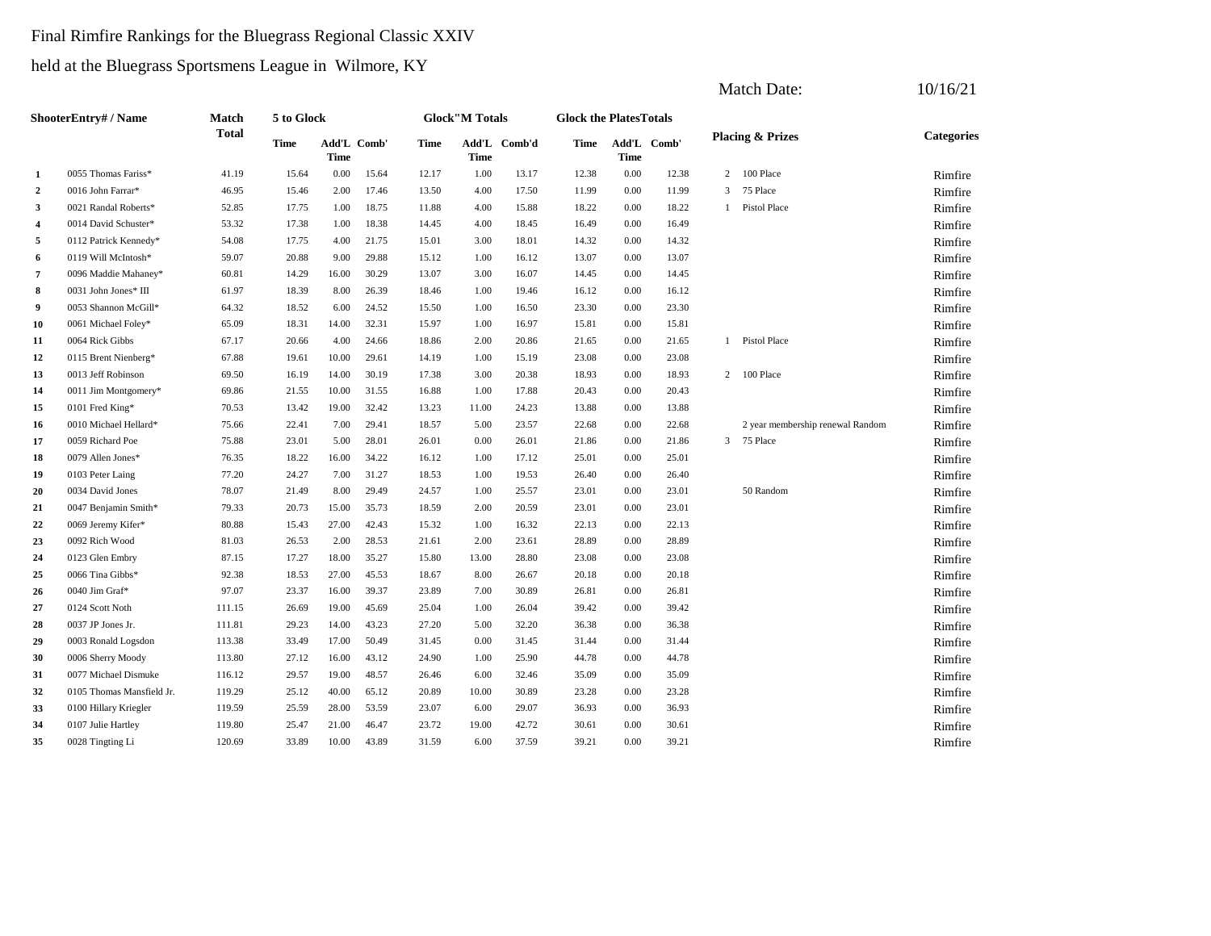Final Rimfire Rankings for the Bluegrass Regional Classic XXIV

held at the Bluegrass Sportsmens League in Wilmore, KY

Match Date: 10/16/21

| | ShooterEntry# / Name | Match Total | 5 to Glock | | | Glock"M Totals | | | Glock the PlatesTotals | | | Placing & Prizes | | Categories |
|---|---|---|---|---|---|---|---|---|---|---|---|---|---|---|
| | | | Time | Add'L Time | Comb' | Time | Add'L Time | Comb'd | Time | Add'L Time | Comb' | | | |
| 1 | 0055 Thomas Fariss* | 41.19 | 15.64 | 0.00 | 15.64 | 12.17 | 1.00 | 13.17 | 12.38 | 0.00 | 12.38 | 2 | 100 Place | Rimfire |
| 2 | 0016 John Farrar* | 46.95 | 15.46 | 2.00 | 17.46 | 13.50 | 4.00 | 17.50 | 11.99 | 0.00 | 11.99 | 3 | 75 Place | Rimfire |
| 3 | 0021 Randal Roberts* | 52.85 | 17.75 | 1.00 | 18.75 | 11.88 | 4.00 | 15.88 | 18.22 | 0.00 | 18.22 | 1 | Pistol Place | Rimfire |
| 4 | 0014 David Schuster* | 53.32 | 17.38 | 1.00 | 18.38 | 14.45 | 4.00 | 18.45 | 16.49 | 0.00 | 16.49 | | | Rimfire |
| 5 | 0112 Patrick Kennedy* | 54.08 | 17.75 | 4.00 | 21.75 | 15.01 | 3.00 | 18.01 | 14.32 | 0.00 | 14.32 | | | Rimfire |
| 6 | 0119 Will McIntosh* | 59.07 | 20.88 | 9.00 | 29.88 | 15.12 | 1.00 | 16.12 | 13.07 | 0.00 | 13.07 | | | Rimfire |
| 7 | 0096 Maddie Mahaney* | 60.81 | 14.29 | 16.00 | 30.29 | 13.07 | 3.00 | 16.07 | 14.45 | 0.00 | 14.45 | | | Rimfire |
| 8 | 0031 John Jones* III | 61.97 | 18.39 | 8.00 | 26.39 | 18.46 | 1.00 | 19.46 | 16.12 | 0.00 | 16.12 | | | Rimfire |
| 9 | 0053 Shannon McGill* | 64.32 | 18.52 | 6.00 | 24.52 | 15.50 | 1.00 | 16.50 | 23.30 | 0.00 | 23.30 | | | Rimfire |
| 10 | 0061 Michael Foley* | 65.09 | 18.31 | 14.00 | 32.31 | 15.97 | 1.00 | 16.97 | 15.81 | 0.00 | 15.81 | | | Rimfire |
| 11 | 0064 Rick Gibbs | 67.17 | 20.66 | 4.00 | 24.66 | 18.86 | 2.00 | 20.86 | 21.65 | 0.00 | 21.65 | 1 | Pistol Place | Rimfire |
| 12 | 0115 Brent Nienberg* | 67.88 | 19.61 | 10.00 | 29.61 | 14.19 | 1.00 | 15.19 | 23.08 | 0.00 | 23.08 | | | Rimfire |
| 13 | 0013 Jeff Robinson | 69.50 | 16.19 | 14.00 | 30.19 | 17.38 | 3.00 | 20.38 | 18.93 | 0.00 | 18.93 | 2 | 100 Place | Rimfire |
| 14 | 0011 Jim Montgomery* | 69.86 | 21.55 | 10.00 | 31.55 | 16.88 | 1.00 | 17.88 | 20.43 | 0.00 | 20.43 | | | Rimfire |
| 15 | 0101 Fred King* | 70.53 | 13.42 | 19.00 | 32.42 | 13.23 | 11.00 | 24.23 | 13.88 | 0.00 | 13.88 | | | Rimfire |
| 16 | 0010 Michael Hellard* | 75.66 | 22.41 | 7.00 | 29.41 | 18.57 | 5.00 | 23.57 | 22.68 | 0.00 | 22.68 | | 2 year membership renewal Random | Rimfire |
| 17 | 0059 Richard Poe | 75.88 | 23.01 | 5.00 | 28.01 | 26.01 | 0.00 | 26.01 | 21.86 | 0.00 | 21.86 | 3 | 75 Place | Rimfire |
| 18 | 0079 Allen Jones* | 76.35 | 18.22 | 16.00 | 34.22 | 16.12 | 1.00 | 17.12 | 25.01 | 0.00 | 25.01 | | | Rimfire |
| 19 | 0103 Peter Laing | 77.20 | 24.27 | 7.00 | 31.27 | 18.53 | 1.00 | 19.53 | 26.40 | 0.00 | 26.40 | | | Rimfire |
| 20 | 0034 David Jones | 78.07 | 21.49 | 8.00 | 29.49 | 24.57 | 1.00 | 25.57 | 23.01 | 0.00 | 23.01 | | 50 Random | Rimfire |
| 21 | 0047 Benjamin Smith* | 79.33 | 20.73 | 15.00 | 35.73 | 18.59 | 2.00 | 20.59 | 23.01 | 0.00 | 23.01 | | | Rimfire |
| 22 | 0069 Jeremy Kifer* | 80.88 | 15.43 | 27.00 | 42.43 | 15.32 | 1.00 | 16.32 | 22.13 | 0.00 | 22.13 | | | Rimfire |
| 23 | 0092 Rich Wood | 81.03 | 26.53 | 2.00 | 28.53 | 21.61 | 2.00 | 23.61 | 28.89 | 0.00 | 28.89 | | | Rimfire |
| 24 | 0123 Glen Embry | 87.15 | 17.27 | 18.00 | 35.27 | 15.80 | 13.00 | 28.80 | 23.08 | 0.00 | 23.08 | | | Rimfire |
| 25 | 0066 Tina Gibbs* | 92.38 | 18.53 | 27.00 | 45.53 | 18.67 | 8.00 | 26.67 | 20.18 | 0.00 | 20.18 | | | Rimfire |
| 26 | 0040 Jim Graf* | 97.07 | 23.37 | 16.00 | 39.37 | 23.89 | 7.00 | 30.89 | 26.81 | 0.00 | 26.81 | | | Rimfire |
| 27 | 0124 Scott Noth | 111.15 | 26.69 | 19.00 | 45.69 | 25.04 | 1.00 | 26.04 | 39.42 | 0.00 | 39.42 | | | Rimfire |
| 28 | 0037 JP Jones Jr. | 111.81 | 29.23 | 14.00 | 43.23 | 27.20 | 5.00 | 32.20 | 36.38 | 0.00 | 36.38 | | | Rimfire |
| 29 | 0003 Ronald Logsdon | 113.38 | 33.49 | 17.00 | 50.49 | 31.45 | 0.00 | 31.45 | 31.44 | 0.00 | 31.44 | | | Rimfire |
| 30 | 0006 Sherry Moody | 113.80 | 27.12 | 16.00 | 43.12 | 24.90 | 1.00 | 25.90 | 44.78 | 0.00 | 44.78 | | | Rimfire |
| 31 | 0077 Michael Dismuke | 116.12 | 29.57 | 19.00 | 48.57 | 26.46 | 6.00 | 32.46 | 35.09 | 0.00 | 35.09 | | | Rimfire |
| 32 | 0105 Thomas Mansfield Jr. | 119.29 | 25.12 | 40.00 | 65.12 | 20.89 | 10.00 | 30.89 | 23.28 | 0.00 | 23.28 | | | Rimfire |
| 33 | 0100 Hillary Kriegler | 119.59 | 25.59 | 28.00 | 53.59 | 23.07 | 6.00 | 29.07 | 36.93 | 0.00 | 36.93 | | | Rimfire |
| 34 | 0107 Julie Hartley | 119.80 | 25.47 | 21.00 | 46.47 | 23.72 | 19.00 | 42.72 | 30.61 | 0.00 | 30.61 | | | Rimfire |
| 35 | 0028 Tingting Li | 120.69 | 33.89 | 10.00 | 43.89 | 31.59 | 6.00 | 37.59 | 39.21 | 0.00 | 39.21 | | | Rimfire |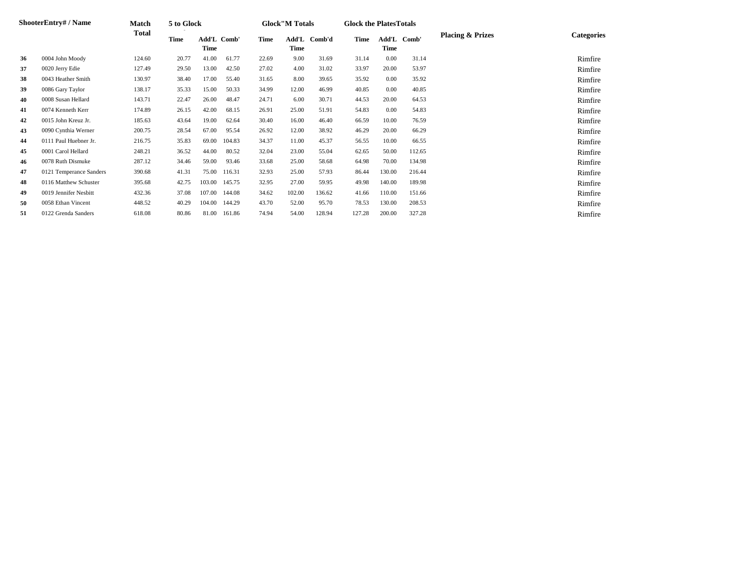| Shooter | Entry# / Name | Match Total | 5 to Glock | | | Glock"M Totals | | | Glock the Plates Totals | | | Placing & Prizes | Categories |
|---|---|---|---|---|---|---|---|---|---|---|---|---|---|
| | | | Time | Add'L Time | Comb' | Time | Add'L Time | Comb'd | Time | Add'L Time | Comb' | | |
| 36 | 0004 John Moody | 124.60 | 20.77 | 41.00 | 61.77 | 22.69 | 9.00 | 31.69 | 31.14 | 0.00 | 31.14 | | Rimfire |
| 37 | 0020 Jerry Edie | 127.49 | 29.50 | 13.00 | 42.50 | 27.02 | 4.00 | 31.02 | 33.97 | 20.00 | 53.97 | | Rimfire |
| 38 | 0043 Heather Smith | 130.97 | 38.40 | 17.00 | 55.40 | 31.65 | 8.00 | 39.65 | 35.92 | 0.00 | 35.92 | | Rimfire |
| 39 | 0086 Gary Taylor | 138.17 | 35.33 | 15.00 | 50.33 | 34.99 | 12.00 | 46.99 | 40.85 | 0.00 | 40.85 | | Rimfire |
| 40 | 0008 Susan Hellard | 143.71 | 22.47 | 26.00 | 48.47 | 24.71 | 6.00 | 30.71 | 44.53 | 20.00 | 64.53 | | Rimfire |
| 41 | 0074 Kenneth Kerr | 174.89 | 26.15 | 42.00 | 68.15 | 26.91 | 25.00 | 51.91 | 54.83 | 0.00 | 54.83 | | Rimfire |
| 42 | 0015 John Kreuz Jr. | 185.63 | 43.64 | 19.00 | 62.64 | 30.40 | 16.00 | 46.40 | 66.59 | 10.00 | 76.59 | | Rimfire |
| 43 | 0090 Cynthia Werner | 200.75 | 28.54 | 67.00 | 95.54 | 26.92 | 12.00 | 38.92 | 46.29 | 20.00 | 66.29 | | Rimfire |
| 44 | 0111 Paul Huebner Jr. | 216.75 | 35.83 | 69.00 | 104.83 | 34.37 | 11.00 | 45.37 | 56.55 | 10.00 | 66.55 | | Rimfire |
| 45 | 0001 Carol Hellard | 248.21 | 36.52 | 44.00 | 80.52 | 32.04 | 23.00 | 55.04 | 62.65 | 50.00 | 112.65 | | Rimfire |
| 46 | 0078 Ruth Dismuke | 287.12 | 34.46 | 59.00 | 93.46 | 33.68 | 25.00 | 58.68 | 64.98 | 70.00 | 134.98 | | Rimfire |
| 47 | 0121 Temperance Sanders | 390.68 | 41.31 | 75.00 | 116.31 | 32.93 | 25.00 | 57.93 | 86.44 | 130.00 | 216.44 | | Rimfire |
| 48 | 0116 Matthew Schuster | 395.68 | 42.75 | 103.00 | 145.75 | 32.95 | 27.00 | 59.95 | 49.98 | 140.00 | 189.98 | | Rimfire |
| 49 | 0019 Jennifer Nesbitt | 432.36 | 37.08 | 107.00 | 144.08 | 34.62 | 102.00 | 136.62 | 41.66 | 110.00 | 151.66 | | Rimfire |
| 50 | 0058 Ethan Vincent | 448.52 | 40.29 | 104.00 | 144.29 | 43.70 | 52.00 | 95.70 | 78.53 | 130.00 | 208.53 | | Rimfire |
| 51 | 0122 Grenda Sanders | 618.08 | 80.86 | 81.00 | 161.86 | 74.94 | 54.00 | 128.94 | 127.28 | 200.00 | 327.28 | | Rimfire |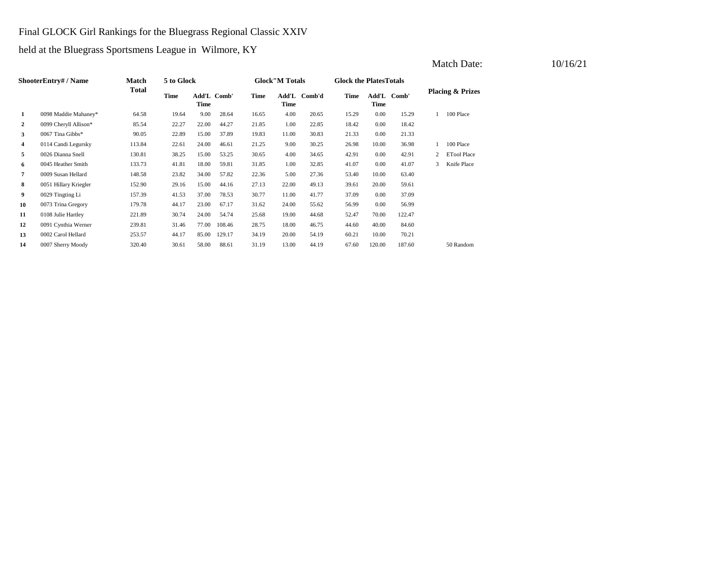Final GLOCK Girl Rankings for the Bluegrass Regional Classic XXIV

held at the Bluegrass Sportsmens League in Wilmore, KY

Match Date: 10/16/21

| Shooter | Entry# / Name | Match Total | 5 to Glock | | | Glock"M Totals | | | Glock the Plates Totals | | | Placing & Prizes | |
|---|---|---|---|---|---|---|---|---|---|---|---|---|---|
| | | | Time | Add'L Time | Comb' | Time | Add'L Time | Comb'd | Time | Add'L Time | Comb' | | |
| 1 | 0098 Maddie Mahaney* | 64.58 | 19.64 | 9.00 | 28.64 | 16.65 | 4.00 | 20.65 | 15.29 | 0.00 | 15.29 | 1 | 100 Place |
| 2 | 0099 Cheryll Allison* | 85.54 | 22.27 | 22.00 | 44.27 | 21.85 | 1.00 | 22.85 | 18.42 | 0.00 | 18.42 | | |
| 3 | 0067 Tina Gibbs* | 90.05 | 22.89 | 15.00 | 37.89 | 19.83 | 11.00 | 30.83 | 21.33 | 0.00 | 21.33 | | |
| 4 | 0114 Candi Legursky | 113.84 | 22.61 | 24.00 | 46.61 | 21.25 | 9.00 | 30.25 | 26.98 | 10.00 | 36.98 | 1 | 100 Place |
| 5 | 0026 Dianna Snell | 130.81 | 38.25 | 15.00 | 53.25 | 30.65 | 4.00 | 34.65 | 42.91 | 0.00 | 42.91 | 2 | ETool Place |
| 6 | 0045 Heather Smith | 133.73 | 41.81 | 18.00 | 59.81 | 31.85 | 1.00 | 32.85 | 41.07 | 0.00 | 41.07 | 3 | Knife Place |
| 7 | 0009 Susan Hellard | 148.58 | 23.82 | 34.00 | 57.82 | 22.36 | 5.00 | 27.36 | 53.40 | 10.00 | 63.40 | | |
| 8 | 0051 Hillary Kriegler | 152.90 | 29.16 | 15.00 | 44.16 | 27.13 | 22.00 | 49.13 | 39.61 | 20.00 | 59.61 | | |
| 9 | 0029 Tingting Li | 157.39 | 41.53 | 37.00 | 78.53 | 30.77 | 11.00 | 41.77 | 37.09 | 0.00 | 37.09 | | |
| 10 | 0073 Trina Gregory | 179.78 | 44.17 | 23.00 | 67.17 | 31.62 | 24.00 | 55.62 | 56.99 | 0.00 | 56.99 | | |
| 11 | 0108 Julie Hartley | 221.89 | 30.74 | 24.00 | 54.74 | 25.68 | 19.00 | 44.68 | 52.47 | 70.00 | 122.47 | | |
| 12 | 0091 Cynthia Werner | 239.81 | 31.46 | 77.00 | 108.46 | 28.75 | 18.00 | 46.75 | 44.60 | 40.00 | 84.60 | | |
| 13 | 0002 Carol Hellard | 253.57 | 44.17 | 85.00 | 129.17 | 34.19 | 20.00 | 54.19 | 60.21 | 10.00 | 70.21 | | |
| 14 | 0007 Sherry Moody | 320.40 | 30.61 | 58.00 | 88.61 | 31.19 | 13.00 | 44.19 | 67.60 | 120.00 | 187.60 | | 50 Random |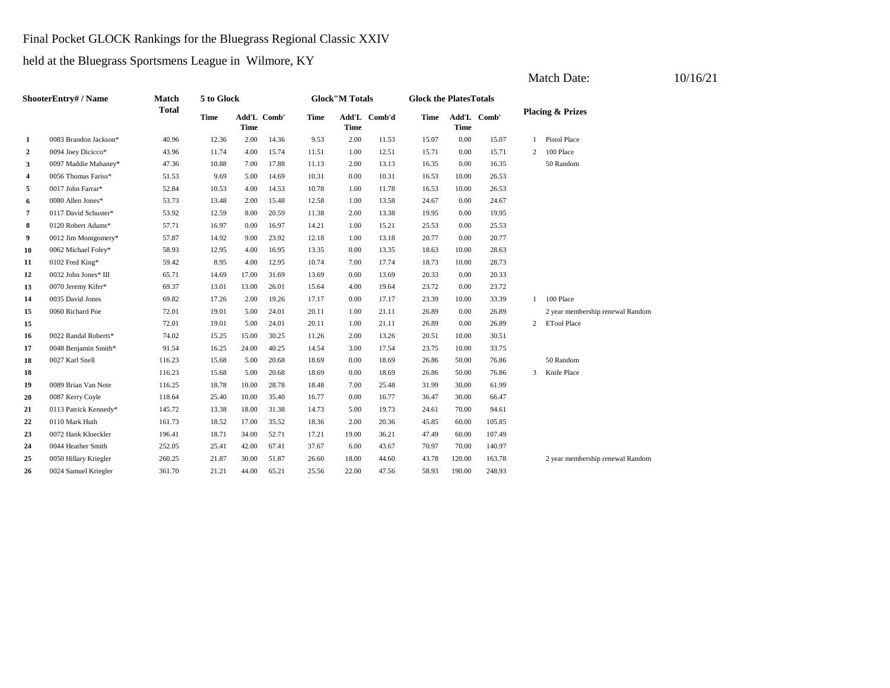Final Pocket GLOCK Rankings for the Bluegrass Regional Classic XXIV

held at the Bluegrass Sportsmens League in Wilmore, KY

Match Date: 10/16/21

| Shooter | Entry# / Name | Match Total | 5 to Glock | | | Glock"M Totals | | | Glock the Plates Totals | | | Placing & Prizes | |
|---|---|---|---|---|---|---|---|---|---|---|---|---|---|
| | | | Time | Add'L Time | Comb' | Time | Add'L Time | Comb'd | Time | Add'L Time | Comb' | | |
| 1 | 0083 Brandon Jackson* | 40.96 | 12.36 | 2.00 | 14.36 | 9.53 | 2.00 | 11.53 | 15.07 | 0.00 | 15.07 | 1 | Pistol Place |
| 2 | 0094 Joey Dicicco* | 43.96 | 11.74 | 4.00 | 15.74 | 11.51 | 1.00 | 12.51 | 15.71 | 0.00 | 15.71 | 2 | 100 Place |
| 3 | 0097 Maddie Mahaney* | 47.36 | 10.88 | 7.00 | 17.88 | 11.13 | 2.00 | 13.13 | 16.35 | 0.00 | 16.35 | | 50 Random |
| 4 | 0056 Thomas Fariss* | 51.53 | 9.69 | 5.00 | 14.69 | 10.31 | 0.00 | 10.31 | 16.53 | 10.00 | 26.53 | | |
| 5 | 0017 John Farrar* | 52.84 | 10.53 | 4.00 | 14.53 | 10.78 | 1.00 | 11.78 | 16.53 | 10.00 | 26.53 | | |
| 6 | 0080 Allen Jones* | 53.73 | 13.48 | 2.00 | 15.48 | 12.58 | 1.00 | 13.58 | 24.67 | 0.00 | 24.67 | | |
| 7 | 0117 David Schuster* | 53.92 | 12.59 | 8.00 | 20.59 | 11.38 | 2.00 | 13.38 | 19.95 | 0.00 | 19.95 | | |
| 8 | 0120 Robert Adams* | 57.71 | 16.97 | 0.00 | 16.97 | 14.21 | 1.00 | 15.21 | 25.53 | 0.00 | 25.53 | | |
| 9 | 0012 Jim Montgomery* | 57.87 | 14.92 | 9.00 | 23.92 | 12.18 | 1.00 | 13.18 | 20.77 | 0.00 | 20.77 | | |
| 10 | 0062 Michael Foley* | 58.93 | 12.95 | 4.00 | 16.95 | 13.35 | 0.00 | 13.35 | 18.63 | 10.00 | 28.63 | | |
| 11 | 0102 Fred King* | 59.42 | 8.95 | 4.00 | 12.95 | 10.74 | 7.00 | 17.74 | 18.73 | 10.00 | 28.73 | | |
| 12 | 0032 John Jones* III | 65.71 | 14.69 | 17.00 | 31.69 | 13.69 | 0.00 | 13.69 | 20.33 | 0.00 | 20.33 | | |
| 13 | 0070 Jeremy Kifer* | 69.37 | 13.01 | 13.00 | 26.01 | 15.64 | 4.00 | 19.64 | 23.72 | 0.00 | 23.72 | | |
| 14 | 0035 David Jones | 69.82 | 17.26 | 2.00 | 19.26 | 17.17 | 0.00 | 17.17 | 23.39 | 10.00 | 33.39 | 1 | 100 Place |
| 15 | 0060 Richard Poe | 72.01 | 19.01 | 5.00 | 24.01 | 20.11 | 1.00 | 21.11 | 26.89 | 0.00 | 26.89 | | 2 year membership renewal Random |
| 15 | | 72.01 | 19.01 | 5.00 | 24.01 | 20.11 | 1.00 | 21.11 | 26.89 | 0.00 | 26.89 | 2 | ETool Place |
| 16 | 0022 Randal Roberts* | 74.02 | 15.25 | 15.00 | 30.25 | 11.26 | 2.00 | 13.26 | 20.51 | 10.00 | 30.51 | | |
| 17 | 0048 Benjamin Smith* | 91.54 | 16.25 | 24.00 | 40.25 | 14.54 | 3.00 | 17.54 | 23.75 | 10.00 | 33.75 | | |
| 18 | 0027 Karl Snell | 116.23 | 15.68 | 5.00 | 20.68 | 18.69 | 0.00 | 18.69 | 26.86 | 50.00 | 76.86 | | 50 Random |
| 18 | | 116.23 | 15.68 | 5.00 | 20.68 | 18.69 | 0.00 | 18.69 | 26.86 | 50.00 | 76.86 | 3 | Knife Place |
| 19 | 0089 Brian Van Note | 116.25 | 18.78 | 10.00 | 28.78 | 18.48 | 7.00 | 25.48 | 31.99 | 30.00 | 61.99 | | |
| 20 | 0087 Kerry Coyle | 118.64 | 25.40 | 10.00 | 35.40 | 16.77 | 0.00 | 16.77 | 36.47 | 30.00 | 66.47 | | |
| 21 | 0113 Patrick Kennedy* | 145.72 | 13.38 | 18.00 | 31.38 | 14.73 | 5.00 | 19.73 | 24.61 | 70.00 | 94.61 | | |
| 22 | 0110 Mark Huth | 161.73 | 18.52 | 17.00 | 35.52 | 18.36 | 2.00 | 20.36 | 45.85 | 60.00 | 105.85 | | |
| 23 | 0072 Hank Kloeckler | 196.41 | 18.71 | 34.00 | 52.71 | 17.21 | 19.00 | 36.21 | 47.49 | 60.00 | 107.49 | | |
| 24 | 0044 Heather Smith | 252.05 | 25.41 | 42.00 | 67.41 | 37.67 | 6.00 | 43.67 | 70.97 | 70.00 | 140.97 | | |
| 25 | 0050 Hillary Kriegler | 260.25 | 21.87 | 30.00 | 51.87 | 26.60 | 18.00 | 44.60 | 43.78 | 120.00 | 163.78 | | 2 year membership renewal Random |
| 26 | 0024 Samuel Kriegler | 361.70 | 21.21 | 44.00 | 65.21 | 25.56 | 22.00 | 47.56 | 58.93 | 190.00 | 248.93 | | |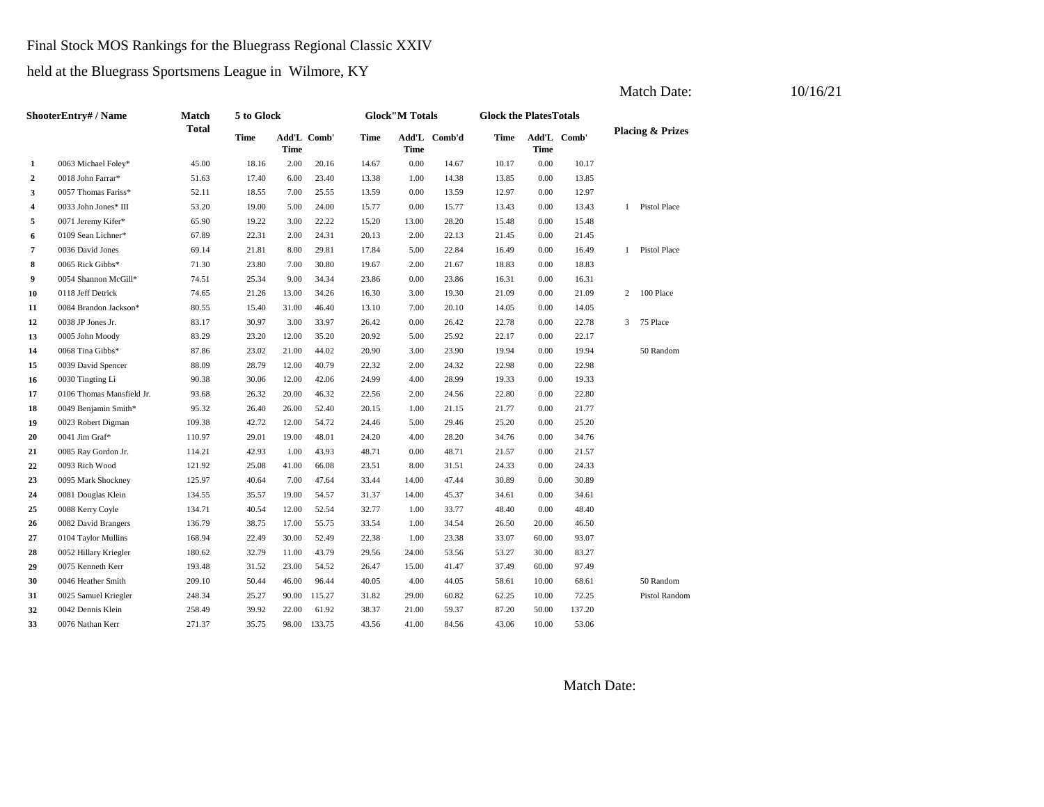Final Stock MOS Rankings for the Bluegrass Regional Classic XXIV

held at the Bluegrass Sportsmens League in Wilmore, KY

Match Date: 10/16/21

| | ShooterEntry# / Name | Match Total | 5 to Glock | | | Glock"M Totals | | | Glock the PlatesTotals | | | Placing & Prizes | |
|---|---|---|---|---|---|---|---|---|---|---|---|---|---|
| | | | Time | Add'L Time | Comb' | Time | Add'L Time | Comb'd | Time | Add'L Time | Comb' | | |
| 1 | 0063 Michael Foley* | 45.00 | 18.16 | 2.00 | 20.16 | 14.67 | 0.00 | 14.67 | 10.17 | 0.00 | 10.17 | | |
| 2 | 0018 John Farrar* | 51.63 | 17.40 | 6.00 | 23.40 | 13.38 | 1.00 | 14.38 | 13.85 | 0.00 | 13.85 | | |
| 3 | 0057 Thomas Fariss* | 52.11 | 18.55 | 7.00 | 25.55 | 13.59 | 0.00 | 13.59 | 12.97 | 0.00 | 12.97 | | |
| 4 | 0033 John Jones* III | 53.20 | 19.00 | 5.00 | 24.00 | 15.77 | 0.00 | 15.77 | 13.43 | 0.00 | 13.43 | 1 | Pistol Place |
| 5 | 0071 Jeremy Kifer* | 65.90 | 19.22 | 3.00 | 22.22 | 15.20 | 13.00 | 28.20 | 15.48 | 0.00 | 15.48 | | |
| 6 | 0109 Sean Lichner* | 67.89 | 22.31 | 2.00 | 24.31 | 20.13 | 2.00 | 22.13 | 21.45 | 0.00 | 21.45 | | |
| 7 | 0036 David Jones | 69.14 | 21.81 | 8.00 | 29.81 | 17.84 | 5.00 | 22.84 | 16.49 | 0.00 | 16.49 | 1 | Pistol Place |
| 8 | 0065 Rick Gibbs* | 71.30 | 23.80 | 7.00 | 30.80 | 19.67 | 2.00 | 21.67 | 18.83 | 0.00 | 18.83 | | |
| 9 | 0054 Shannon McGill* | 74.51 | 25.34 | 9.00 | 34.34 | 23.86 | 0.00 | 23.86 | 16.31 | 0.00 | 16.31 | | |
| 10 | 0118 Jeff Detrick | 74.65 | 21.26 | 13.00 | 34.26 | 16.30 | 3.00 | 19.30 | 21.09 | 0.00 | 21.09 | 2 | 100 Place |
| 11 | 0084 Brandon Jackson* | 80.55 | 15.40 | 31.00 | 46.40 | 13.10 | 7.00 | 20.10 | 14.05 | 0.00 | 14.05 | | |
| 12 | 0038 JP Jones Jr. | 83.17 | 30.97 | 3.00 | 33.97 | 26.42 | 0.00 | 26.42 | 22.78 | 0.00 | 22.78 | 3 | 75 Place |
| 13 | 0005 John Moody | 83.29 | 23.20 | 12.00 | 35.20 | 20.92 | 5.00 | 25.92 | 22.17 | 0.00 | 22.17 | | |
| 14 | 0068 Tina Gibbs* | 87.86 | 23.02 | 21.00 | 44.02 | 20.90 | 3.00 | 23.90 | 19.94 | 0.00 | 19.94 | | 50 Random |
| 15 | 0039 David Spencer | 88.09 | 28.79 | 12.00 | 40.79 | 22.32 | 2.00 | 24.32 | 22.98 | 0.00 | 22.98 | | |
| 16 | 0030 Tingting Li | 90.38 | 30.06 | 12.00 | 42.06 | 24.99 | 4.00 | 28.99 | 19.33 | 0.00 | 19.33 | | |
| 17 | 0106 Thomas Mansfield Jr. | 93.68 | 26.32 | 20.00 | 46.32 | 22.56 | 2.00 | 24.56 | 22.80 | 0.00 | 22.80 | | |
| 18 | 0049 Benjamin Smith* | 95.32 | 26.40 | 26.00 | 52.40 | 20.15 | 1.00 | 21.15 | 21.77 | 0.00 | 21.77 | | |
| 19 | 0023 Robert Digman | 109.38 | 42.72 | 12.00 | 54.72 | 24.46 | 5.00 | 29.46 | 25.20 | 0.00 | 25.20 | | |
| 20 | 0041 Jim Graf* | 110.97 | 29.01 | 19.00 | 48.01 | 24.20 | 4.00 | 28.20 | 34.76 | 0.00 | 34.76 | | |
| 21 | 0085 Ray Gordon Jr. | 114.21 | 42.93 | 1.00 | 43.93 | 48.71 | 0.00 | 48.71 | 21.57 | 0.00 | 21.57 | | |
| 22 | 0093 Rich Wood | 121.92 | 25.08 | 41.00 | 66.08 | 23.51 | 8.00 | 31.51 | 24.33 | 0.00 | 24.33 | | |
| 23 | 0095 Mark Shockney | 125.97 | 40.64 | 7.00 | 47.64 | 33.44 | 14.00 | 47.44 | 30.89 | 0.00 | 30.89 | | |
| 24 | 0081 Douglas Klein | 134.55 | 35.57 | 19.00 | 54.57 | 31.37 | 14.00 | 45.37 | 34.61 | 0.00 | 34.61 | | |
| 25 | 0088 Kerry Coyle | 134.71 | 40.54 | 12.00 | 52.54 | 32.77 | 1.00 | 33.77 | 48.40 | 0.00 | 48.40 | | |
| 26 | 0082 David Brangers | 136.79 | 38.75 | 17.00 | 55.75 | 33.54 | 1.00 | 34.54 | 26.50 | 20.00 | 46.50 | | |
| 27 | 0104 Taylor Mullins | 168.94 | 22.49 | 30.00 | 52.49 | 22.38 | 1.00 | 23.38 | 33.07 | 60.00 | 93.07 | | |
| 28 | 0052 Hillary Kriegler | 180.62 | 32.79 | 11.00 | 43.79 | 29.56 | 24.00 | 53.56 | 53.27 | 30.00 | 83.27 | | |
| 29 | 0075 Kenneth Kerr | 193.48 | 31.52 | 23.00 | 54.52 | 26.47 | 15.00 | 41.47 | 37.49 | 60.00 | 97.49 | | |
| 30 | 0046 Heather Smith | 209.10 | 50.44 | 46.00 | 96.44 | 40.05 | 4.00 | 44.05 | 58.61 | 10.00 | 68.61 | | 50 Random |
| 31 | 0025 Samuel Kriegler | 248.34 | 25.27 | 90.00 | 115.27 | 31.82 | 29.00 | 60.82 | 62.25 | 10.00 | 72.25 | | Pistol Random |
| 32 | 0042 Dennis Klein | 258.49 | 39.92 | 22.00 | 61.92 | 38.37 | 21.00 | 59.37 | 87.20 | 50.00 | 137.20 | | |
| 33 | 0076 Nathan Kerr | 271.37 | 35.75 | 98.00 | 133.75 | 43.56 | 41.00 | 84.56 | 43.06 | 10.00 | 53.06 | | |

Match Date: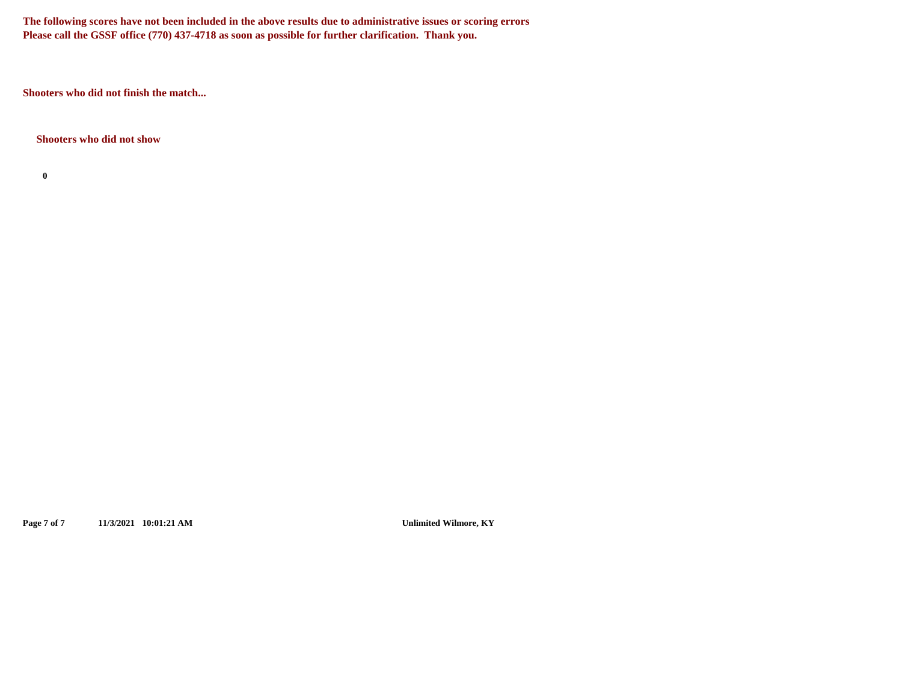**The following scores have not been included in the above results due to administrative issues or scoring errors**
**Please call the GSSF office (770) 437-4718 as soon as possible for further clarification. Thank you.**

**Shooters who did not finish the match...**

**Shooters who did not show**

**0**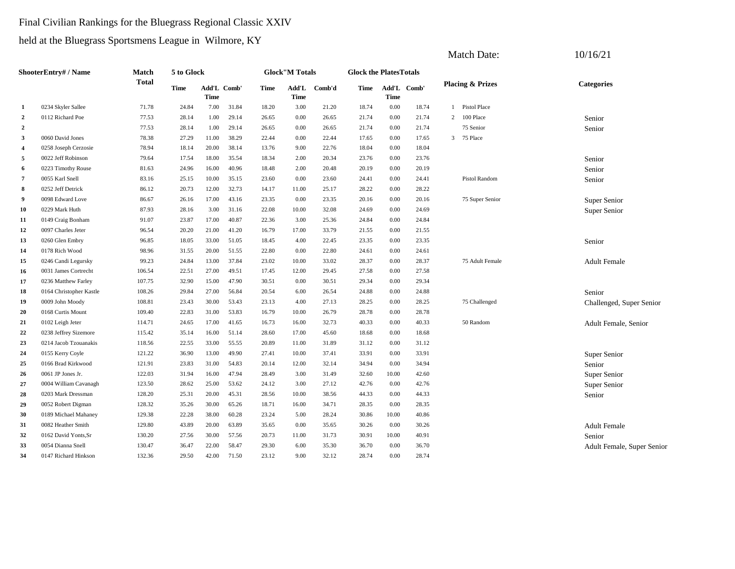Final Civilian Rankings for the Bluegrass Regional Classic XXIV

held at the Bluegrass Sportsmens League in Wilmore, KY

Match Date: 10/16/21

| Shooter | Entry# / Name | Match Total | 5 to Glock Time | 5 to Glock Add'L Time | 5 to Glock Comb' | Glock"M Totals Time | Glock"M Totals Add'L Time | Glock"M Totals Comb'd | Glock the Plates Totals Time | Glock the Plates Totals Add'L Time | Glock the Plates Totals Comb' | Placing & Prizes | Categories |
|---|---|---|---|---|---|---|---|---|---|---|---|---|---|
| 1 | 0234 Skyler Sallee | 71.78 | 24.84 | 7.00 | 31.84 | 18.20 | 3.00 | 21.20 | 18.74 | 0.00 | 18.74 | 1 Pistol Place | |
| 2 | 0112 Richard Poe | 77.53 | 28.14 | 1.00 | 29.14 | 26.65 | 0.00 | 26.65 | 21.74 | 0.00 | 21.74 | 2 100 Place | Senior |
| 2 | | 77.53 | 28.14 | 1.00 | 29.14 | 26.65 | 0.00 | 26.65 | 21.74 | 0.00 | 21.74 | 75 Senior | Senior |
| 3 | 0060 David Jones | 78.38 | 27.29 | 11.00 | 38.29 | 22.44 | 0.00 | 22.44 | 17.65 | 0.00 | 17.65 | 3 75 Place | |
| 4 | 0258 Joseph Cerzosie | 78.94 | 18.14 | 20.00 | 38.14 | 13.76 | 9.00 | 22.76 | 18.04 | 0.00 | 18.04 | | |
| 5 | 0022 Jeff Robinson | 79.64 | 17.54 | 18.00 | 35.54 | 18.34 | 2.00 | 20.34 | 23.76 | 0.00 | 23.76 | | Senior |
| 6 | 0223 Timothy Rouse | 81.63 | 24.96 | 16.00 | 40.96 | 18.48 | 2.00 | 20.48 | 20.19 | 0.00 | 20.19 | | Senior |
| 7 | 0055 Karl Snell | 83.16 | 25.15 | 10.00 | 35.15 | 23.60 | 0.00 | 23.60 | 24.41 | 0.00 | 24.41 | Pistol Random | Senior |
| 8 | 0252 Jeff Detrick | 86.12 | 20.73 | 12.00 | 32.73 | 14.17 | 11.00 | 25.17 | 28.22 | 0.00 | 28.22 | | |
| 9 | 0098 Edward Love | 86.67 | 26.16 | 17.00 | 43.16 | 23.35 | 0.00 | 23.35 | 20.16 | 0.00 | 20.16 | 75 Super Senior | Super Senior |
| 10 | 0229 Mark Huth | 87.93 | 28.16 | 3.00 | 31.16 | 22.08 | 10.00 | 32.08 | 24.69 | 0.00 | 24.69 | | Super Senior |
| 11 | 0149 Craig Bonham | 91.07 | 23.87 | 17.00 | 40.87 | 22.36 | 3.00 | 25.36 | 24.84 | 0.00 | 24.84 | | |
| 12 | 0097 Charles Jeter | 96.54 | 20.20 | 21.00 | 41.20 | 16.79 | 17.00 | 33.79 | 21.55 | 0.00 | 21.55 | | |
| 13 | 0260 Glen Embry | 96.85 | 18.05 | 33.00 | 51.05 | 18.45 | 4.00 | 22.45 | 23.35 | 0.00 | 23.35 | | Senior |
| 14 | 0178 Rich Wood | 98.96 | 31.55 | 20.00 | 51.55 | 22.80 | 0.00 | 22.80 | 24.61 | 0.00 | 24.61 | | |
| 15 | 0246 Candi Legursky | 99.23 | 24.84 | 13.00 | 37.84 | 23.02 | 10.00 | 33.02 | 28.37 | 0.00 | 28.37 | 75 Adult Female | Adult Female |
| 16 | 0031 James Cortrecht | 106.54 | 22.51 | 27.00 | 49.51 | 17.45 | 12.00 | 29.45 | 27.58 | 0.00 | 27.58 | | |
| 17 | 0236 Matthew Farley | 107.75 | 32.90 | 15.00 | 47.90 | 30.51 | 0.00 | 30.51 | 29.34 | 0.00 | 29.34 | | |
| 18 | 0164 Christopher Kastle | 108.26 | 29.84 | 27.00 | 56.84 | 20.54 | 6.00 | 26.54 | 24.88 | 0.00 | 24.88 | | Senior |
| 19 | 0009 John Moody | 108.81 | 23.43 | 30.00 | 53.43 | 23.13 | 4.00 | 27.13 | 28.25 | 0.00 | 28.25 | 75 Challenged | Challenged, Super Senior |
| 20 | 0168 Curtis Mount | 109.40 | 22.83 | 31.00 | 53.83 | 16.79 | 10.00 | 26.79 | 28.78 | 0.00 | 28.78 | | |
| 21 | 0102 Leigh Jeter | 114.71 | 24.65 | 17.00 | 41.65 | 16.73 | 16.00 | 32.73 | 40.33 | 0.00 | 40.33 | 50 Random | Adult Female, Senior |
| 22 | 0238 Jeffrey Sizemore | 115.42 | 35.14 | 16.00 | 51.14 | 28.60 | 17.00 | 45.60 | 18.68 | 0.00 | 18.68 | | |
| 23 | 0214 Jacob Tzouanakis | 118.56 | 22.55 | 33.00 | 55.55 | 20.89 | 11.00 | 31.89 | 31.12 | 0.00 | 31.12 | | |
| 24 | 0155 Kerry Coyle | 121.22 | 36.90 | 13.00 | 49.90 | 27.41 | 10.00 | 37.41 | 33.91 | 0.00 | 33.91 | | Super Senior |
| 25 | 0166 Brad Kirkwood | 121.91 | 23.83 | 31.00 | 54.83 | 20.14 | 12.00 | 32.14 | 34.94 | 0.00 | 34.94 | | Senior |
| 26 | 0061 JP Jones Jr. | 122.03 | 31.94 | 16.00 | 47.94 | 28.49 | 3.00 | 31.49 | 32.60 | 10.00 | 42.60 | | Super Senior |
| 27 | 0004 William Cavanagh | 123.50 | 28.62 | 25.00 | 53.62 | 24.12 | 3.00 | 27.12 | 42.76 | 0.00 | 42.76 | | Super Senior |
| 28 | 0203 Mark Dressman | 128.20 | 25.31 | 20.00 | 45.31 | 28.56 | 10.00 | 38.56 | 44.33 | 0.00 | 44.33 | | Senior |
| 29 | 0052 Robert Digman | 128.32 | 35.26 | 30.00 | 65.26 | 18.71 | 16.00 | 34.71 | 28.35 | 0.00 | 28.35 | | |
| 30 | 0189 Michael Mahaney | 129.38 | 22.28 | 38.00 | 60.28 | 23.24 | 5.00 | 28.24 | 30.86 | 10.00 | 40.86 | | |
| 31 | 0082 Heather Smith | 129.80 | 43.89 | 20.00 | 63.89 | 35.65 | 0.00 | 35.65 | 30.26 | 0.00 | 30.26 | | Adult Female |
| 32 | 0162 David Yonts,Sr | 130.20 | 27.56 | 30.00 | 57.56 | 20.73 | 11.00 | 31.73 | 30.91 | 10.00 | 40.91 | | Senior |
| 33 | 0054 Dianna Snell | 130.47 | 36.47 | 22.00 | 58.47 | 29.30 | 6.00 | 35.30 | 36.70 | 0.00 | 36.70 | | Adult Female, Super Senior |
| 34 | 0147 Richard Hinkson | 132.36 | 29.50 | 42.00 | 71.50 | 23.12 | 9.00 | 32.12 | 28.74 | 0.00 | 28.74 | | |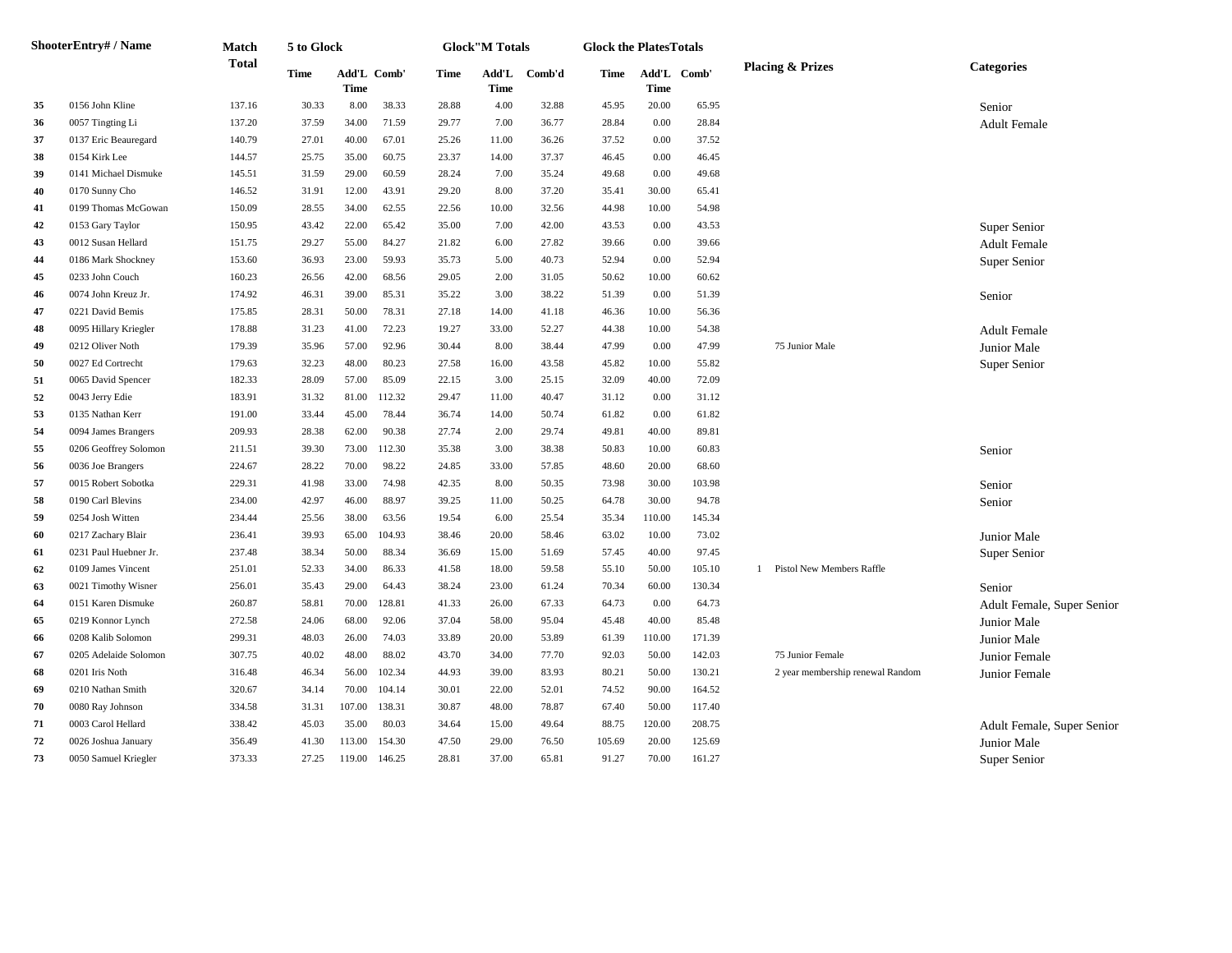| Shooter | Entry# / Name | Match Total | 5 to Glock | | | Glock"M Totals | | | Glock the Plates Totals | | | Placing & Prizes | Categories |
|---|---|---|---|---|---|---|---|---|---|---|---|---|---|
| | | | Time | Add'L Time | Comb' | Time | Add'L Time | Comb'd | Time | Add'L Time | Comb' | | |
| 35 | 0156 John Kline | 137.16 | 30.33 | 8.00 | 38.33 | 28.88 | 4.00 | 32.88 | 45.95 | 20.00 | 65.95 | | Senior |
| 36 | 0057 Tingting Li | 137.20 | 37.59 | 34.00 | 71.59 | 29.77 | 7.00 | 36.77 | 28.84 | 0.00 | 28.84 | | Adult Female |
| 37 | 0137 Eric Beauregard | 140.79 | 27.01 | 40.00 | 67.01 | 25.26 | 11.00 | 36.26 | 37.52 | 0.00 | 37.52 | | |
| 38 | 0154 Kirk Lee | 144.57 | 25.75 | 35.00 | 60.75 | 23.37 | 14.00 | 37.37 | 46.45 | 0.00 | 46.45 | | |
| 39 | 0141 Michael Dismuke | 145.51 | 31.59 | 29.00 | 60.59 | 28.24 | 7.00 | 35.24 | 49.68 | 0.00 | 49.68 | | |
| 40 | 0170 Sunny Cho | 146.52 | 31.91 | 12.00 | 43.91 | 29.20 | 8.00 | 37.20 | 35.41 | 30.00 | 65.41 | | |
| 41 | 0199 Thomas McGowan | 150.09 | 28.55 | 34.00 | 62.55 | 22.56 | 10.00 | 32.56 | 44.98 | 10.00 | 54.98 | | |
| 42 | 0153 Gary Taylor | 150.95 | 43.42 | 22.00 | 65.42 | 35.00 | 7.00 | 42.00 | 43.53 | 0.00 | 43.53 | | Super Senior |
| 43 | 0012 Susan Hellard | 151.75 | 29.27 | 55.00 | 84.27 | 21.82 | 6.00 | 27.82 | 39.66 | 0.00 | 39.66 | | Adult Female |
| 44 | 0186 Mark Shockney | 153.60 | 36.93 | 23.00 | 59.93 | 35.73 | 5.00 | 40.73 | 52.94 | 0.00 | 52.94 | | Super Senior |
| 45 | 0233 John Couch | 160.23 | 26.56 | 42.00 | 68.56 | 29.05 | 2.00 | 31.05 | 50.62 | 10.00 | 60.62 | | |
| 46 | 0074 John Kreuz Jr. | 174.92 | 46.31 | 39.00 | 85.31 | 35.22 | 3.00 | 38.22 | 51.39 | 0.00 | 51.39 | | Senior |
| 47 | 0221 David Bemis | 175.85 | 28.31 | 50.00 | 78.31 | 27.18 | 14.00 | 41.18 | 46.36 | 10.00 | 56.36 | | |
| 48 | 0095 Hillary Kriegler | 178.88 | 31.23 | 41.00 | 72.23 | 19.27 | 33.00 | 52.27 | 44.38 | 10.00 | 54.38 | | Adult Female |
| 49 | 0212 Oliver Noth | 179.39 | 35.96 | 57.00 | 92.96 | 30.44 | 8.00 | 38.44 | 47.99 | 0.00 | 47.99 | 75 Junior Male | Junior Male |
| 50 | 0027 Ed Cortrecht | 179.63 | 32.23 | 48.00 | 80.23 | 27.58 | 16.00 | 43.58 | 45.82 | 10.00 | 55.82 | | Super Senior |
| 51 | 0065 David Spencer | 182.33 | 28.09 | 57.00 | 85.09 | 22.15 | 3.00 | 25.15 | 32.09 | 40.00 | 72.09 | | |
| 52 | 0043 Jerry Edie | 183.91 | 31.32 | 81.00 | 112.32 | 29.47 | 11.00 | 40.47 | 31.12 | 0.00 | 31.12 | | |
| 53 | 0135 Nathan Kerr | 191.00 | 33.44 | 45.00 | 78.44 | 36.74 | 14.00 | 50.74 | 61.82 | 0.00 | 61.82 | | |
| 54 | 0094 James Brangers | 209.93 | 28.38 | 62.00 | 90.38 | 27.74 | 2.00 | 29.74 | 49.81 | 40.00 | 89.81 | | |
| 55 | 0206 Geoffrey Solomon | 211.51 | 39.30 | 73.00 | 112.30 | 35.38 | 3.00 | 38.38 | 50.83 | 10.00 | 60.83 | | Senior |
| 56 | 0036 Joe Brangers | 224.67 | 28.22 | 70.00 | 98.22 | 24.85 | 33.00 | 57.85 | 48.60 | 20.00 | 68.60 | | |
| 57 | 0015 Robert Sobotka | 229.31 | 41.98 | 33.00 | 74.98 | 42.35 | 8.00 | 50.35 | 73.98 | 30.00 | 103.98 | | Senior |
| 58 | 0190 Carl Blevins | 234.00 | 42.97 | 46.00 | 88.97 | 39.25 | 11.00 | 50.25 | 64.78 | 30.00 | 94.78 | | Senior |
| 59 | 0254 Josh Witten | 234.44 | 25.56 | 38.00 | 63.56 | 19.54 | 6.00 | 25.54 | 35.34 | 110.00 | 145.34 | | |
| 60 | 0217 Zachary Blair | 236.41 | 39.93 | 65.00 | 104.93 | 38.46 | 20.00 | 58.46 | 63.02 | 10.00 | 73.02 | | Junior Male |
| 61 | 0231 Paul Huebner Jr. | 237.48 | 38.34 | 50.00 | 88.34 | 36.69 | 15.00 | 51.69 | 57.45 | 40.00 | 97.45 | | Super Senior |
| 62 | 0109 James Vincent | 251.01 | 52.33 | 34.00 | 86.33 | 41.58 | 18.00 | 59.58 | 55.10 | 50.00 | 105.10 | 1 Pistol New Members Raffle | |
| 63 | 0021 Timothy Wisner | 256.01 | 35.43 | 29.00 | 64.43 | 38.24 | 23.00 | 61.24 | 70.34 | 60.00 | 130.34 | | Senior |
| 64 | 0151 Karen Dismuke | 260.87 | 58.81 | 70.00 | 128.81 | 41.33 | 26.00 | 67.33 | 64.73 | 0.00 | 64.73 | | Adult Female, Super Senior |
| 65 | 0219 Konnor Lynch | 272.58 | 24.06 | 68.00 | 92.06 | 37.04 | 58.00 | 95.04 | 45.48 | 40.00 | 85.48 | | Junior Male |
| 66 | 0208 Kalib Solomon | 299.31 | 48.03 | 26.00 | 74.03 | 33.89 | 20.00 | 53.89 | 61.39 | 110.00 | 171.39 | | Junior Male |
| 67 | 0205 Adelaide Solomon | 307.75 | 40.02 | 48.00 | 88.02 | 43.70 | 34.00 | 77.70 | 92.03 | 50.00 | 142.03 | 75 Junior Female | Junior Female |
| 68 | 0201 Iris Noth | 316.48 | 46.34 | 56.00 | 102.34 | 44.93 | 39.00 | 83.93 | 80.21 | 50.00 | 130.21 | 2 year membership renewal Random | Junior Female |
| 69 | 0210 Nathan Smith | 320.67 | 34.14 | 70.00 | 104.14 | 30.01 | 22.00 | 52.01 | 74.52 | 90.00 | 164.52 | | |
| 70 | 0080 Ray Johnson | 334.58 | 31.31 | 107.00 | 138.31 | 30.87 | 48.00 | 78.87 | 67.40 | 50.00 | 117.40 | | |
| 71 | 0003 Carol Hellard | 338.42 | 45.03 | 35.00 | 80.03 | 34.64 | 15.00 | 49.64 | 88.75 | 120.00 | 208.75 | | Adult Female, Super Senior |
| 72 | 0026 Joshua January | 356.49 | 41.30 | 113.00 | 154.30 | 47.50 | 29.00 | 76.50 | 105.69 | 20.00 | 125.69 | | Junior Male |
| 73 | 0050 Samuel Kriegler | 373.33 | 27.25 | 119.00 | 146.25 | 28.81 | 37.00 | 65.81 | 91.27 | 70.00 | 161.27 | | Super Senior |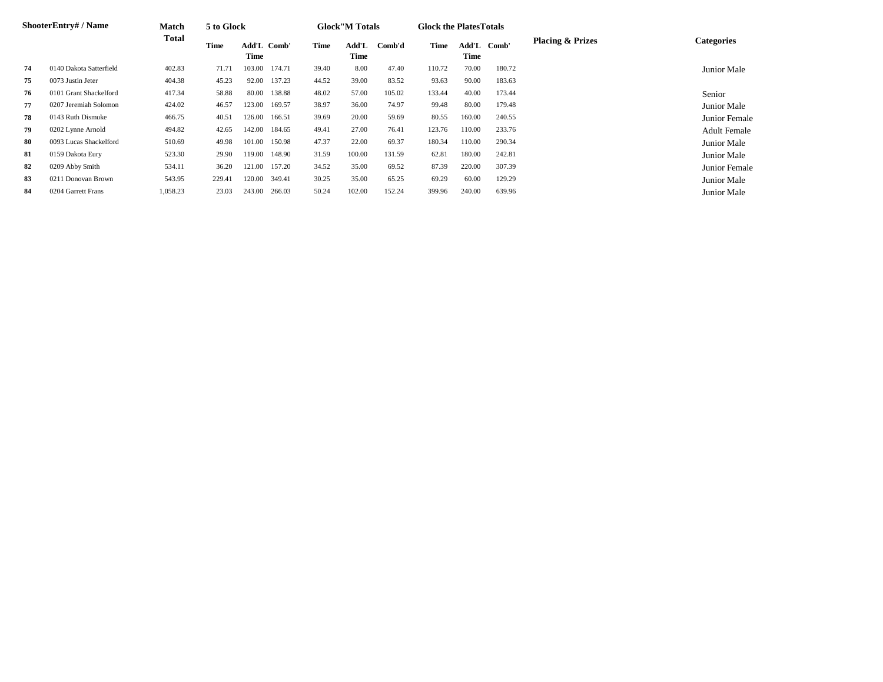| Shooter | Entry# / Name | Match Total | 5 to Glock | | | Glock"M Totals | | | Glock the Plates Totals | | | Placing & Prizes | Categories |
|---|---|---|---|---|---|---|---|---|---|---|---|---|---|
| | | | Time | Add'L Time | Comb' | Time | Add'L Time | Comb'd | Time | Add'L Time | Comb' | | |
| 74 | 0140 Dakota Satterfield | 402.83 | 71.71 | 103.00 | 174.71 | 39.40 | 8.00 | 47.40 | 110.72 | 70.00 | 180.72 | | Junior Male |
| 75 | 0073 Justin Jeter | 404.38 | 45.23 | 92.00 | 137.23 | 44.52 | 39.00 | 83.52 | 93.63 | 90.00 | 183.63 | | |
| 76 | 0101 Grant Shackelford | 417.34 | 58.88 | 80.00 | 138.88 | 48.02 | 57.00 | 105.02 | 133.44 | 40.00 | 173.44 | | Senior |
| 77 | 0207 Jeremiah Solomon | 424.02 | 46.57 | 123.00 | 169.57 | 38.97 | 36.00 | 74.97 | 99.48 | 80.00 | 179.48 | | Junior Male |
| 78 | 0143 Ruth Dismuke | 466.75 | 40.51 | 126.00 | 166.51 | 39.69 | 20.00 | 59.69 | 80.55 | 160.00 | 240.55 | | Junior Female |
| 79 | 0202 Lynne Arnold | 494.82 | 42.65 | 142.00 | 184.65 | 49.41 | 27.00 | 76.41 | 123.76 | 110.00 | 233.76 | | Adult Female |
| 80 | 0093 Lucas Shackelford | 510.69 | 49.98 | 101.00 | 150.98 | 47.37 | 22.00 | 69.37 | 180.34 | 110.00 | 290.34 | | Junior Male |
| 81 | 0159 Dakota Eury | 523.30 | 29.90 | 119.00 | 148.90 | 31.59 | 100.00 | 131.59 | 62.81 | 180.00 | 242.81 | | Junior Male |
| 82 | 0209 Abby Smith | 534.11 | 36.20 | 121.00 | 157.20 | 34.52 | 35.00 | 69.52 | 87.39 | 220.00 | 307.39 | | Junior Female |
| 83 | 0211 Donovan Brown | 543.95 | 229.41 | 120.00 | 349.41 | 30.25 | 35.00 | 65.25 | 69.29 | 60.00 | 129.29 | | Junior Male |
| 84 | 0204 Garrett Frans | 1,058.23 | 23.03 | 243.00 | 266.03 | 50.24 | 102.00 | 152.24 | 399.96 | 240.00 | 639.96 | | Junior Male |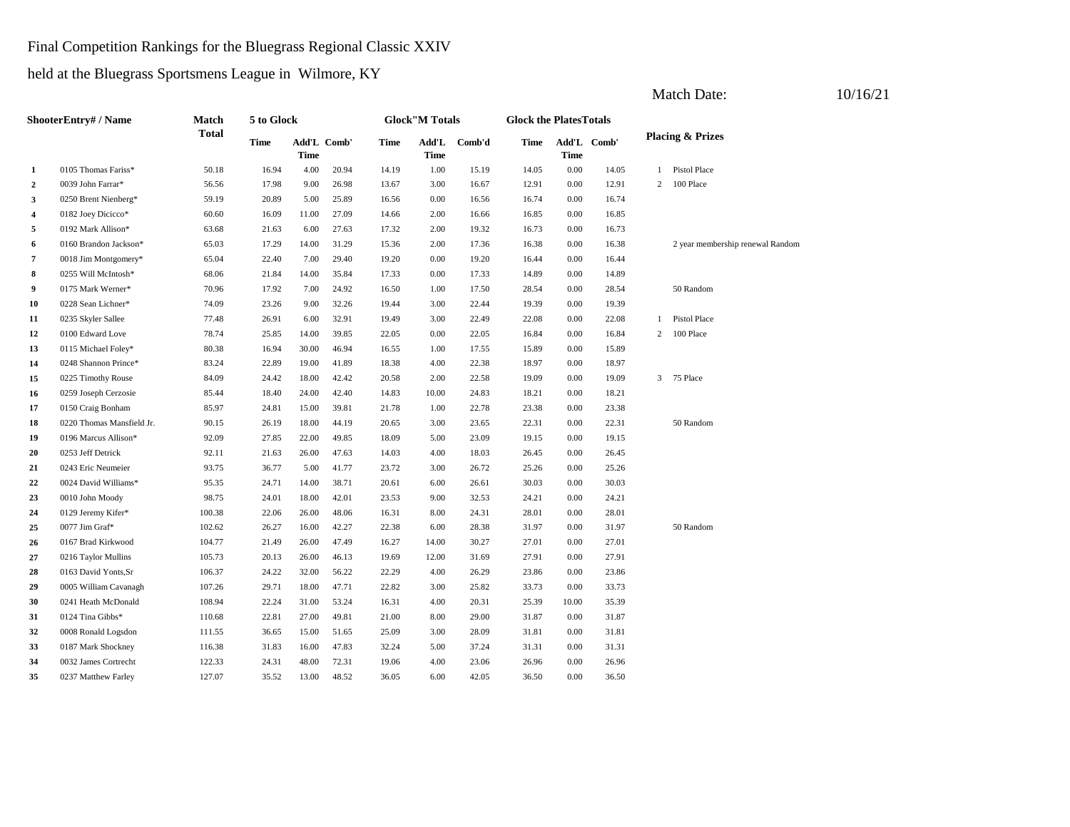Final Competition Rankings for the Bluegrass Regional Classic XXIV

held at the Bluegrass Sportsmens League in Wilmore, KY

Match Date: 10/16/21

| Shooter | Entry# / Name | Match Total | 5 to Glock | | | Glock"M Totals | | | Glock the Plates Totals | | | Placing & Prizes | |
|---|---|---|---|---|---|---|---|---|---|---|---|---|---|
| | | | Time | Add'L Time | Comb' | Time | Add'L Time | Comb'd | Time | Add'L Time | Comb' | | |
| 1 | 0105 Thomas Fariss* | 50.18 | 16.94 | 4.00 | 20.94 | 14.19 | 1.00 | 15.19 | 14.05 | 0.00 | 14.05 | 1 | Pistol Place |
| 2 | 0039 John Farrar* | 56.56 | 17.98 | 9.00 | 26.98 | 13.67 | 3.00 | 16.67 | 12.91 | 0.00 | 12.91 | 2 | 100 Place |
| 3 | 0250 Brent Nienberg* | 59.19 | 20.89 | 5.00 | 25.89 | 16.56 | 0.00 | 16.56 | 16.74 | 0.00 | 16.74 | | |
| 4 | 0182 Joey Dicicco* | 60.60 | 16.09 | 11.00 | 27.09 | 14.66 | 2.00 | 16.66 | 16.85 | 0.00 | 16.85 | | |
| 5 | 0192 Mark Allison* | 63.68 | 21.63 | 6.00 | 27.63 | 17.32 | 2.00 | 19.32 | 16.73 | 0.00 | 16.73 | | |
| 6 | 0160 Brandon Jackson* | 65.03 | 17.29 | 14.00 | 31.29 | 15.36 | 2.00 | 17.36 | 16.38 | 0.00 | 16.38 | | 2 year membership renewal Random |
| 7 | 0018 Jim Montgomery* | 65.04 | 22.40 | 7.00 | 29.40 | 19.20 | 0.00 | 19.20 | 16.44 | 0.00 | 16.44 | | |
| 8 | 0255 Will McIntosh* | 68.06 | 21.84 | 14.00 | 35.84 | 17.33 | 0.00 | 17.33 | 14.89 | 0.00 | 14.89 | | |
| 9 | 0175 Mark Werner* | 70.96 | 17.92 | 7.00 | 24.92 | 16.50 | 1.00 | 17.50 | 28.54 | 0.00 | 28.54 | | 50 Random |
| 10 | 0228 Sean Lichner* | 74.09 | 23.26 | 9.00 | 32.26 | 19.44 | 3.00 | 22.44 | 19.39 | 0.00 | 19.39 | | |
| 11 | 0235 Skyler Sallee | 77.48 | 26.91 | 6.00 | 32.91 | 19.49 | 3.00 | 22.49 | 22.08 | 0.00 | 22.08 | 1 | Pistol Place |
| 12 | 0100 Edward Love | 78.74 | 25.85 | 14.00 | 39.85 | 22.05 | 0.00 | 22.05 | 16.84 | 0.00 | 16.84 | 2 | 100 Place |
| 13 | 0115 Michael Foley* | 80.38 | 16.94 | 30.00 | 46.94 | 16.55 | 1.00 | 17.55 | 15.89 | 0.00 | 15.89 | | |
| 14 | 0248 Shannon Prince* | 83.24 | 22.89 | 19.00 | 41.89 | 18.38 | 4.00 | 22.38 | 18.97 | 0.00 | 18.97 | | |
| 15 | 0225 Timothy Rouse | 84.09 | 24.42 | 18.00 | 42.42 | 20.58 | 2.00 | 22.58 | 19.09 | 0.00 | 19.09 | 3 | 75 Place |
| 16 | 0259 Joseph Cerzosie | 85.44 | 18.40 | 24.00 | 42.40 | 14.83 | 10.00 | 24.83 | 18.21 | 0.00 | 18.21 | | |
| 17 | 0150 Craig Bonham | 85.97 | 24.81 | 15.00 | 39.81 | 21.78 | 1.00 | 22.78 | 23.38 | 0.00 | 23.38 | | |
| 18 | 0220 Thomas Mansfield Jr. | 90.15 | 26.19 | 18.00 | 44.19 | 20.65 | 3.00 | 23.65 | 22.31 | 0.00 | 22.31 | | 50 Random |
| 19 | 0196 Marcus Allison* | 92.09 | 27.85 | 22.00 | 49.85 | 18.09 | 5.00 | 23.09 | 19.15 | 0.00 | 19.15 | | |
| 20 | 0253 Jeff Detrick | 92.11 | 21.63 | 26.00 | 47.63 | 14.03 | 4.00 | 18.03 | 26.45 | 0.00 | 26.45 | | |
| 21 | 0243 Eric Neumeier | 93.75 | 36.77 | 5.00 | 41.77 | 23.72 | 3.00 | 26.72 | 25.26 | 0.00 | 25.26 | | |
| 22 | 0024 David Williams* | 95.35 | 24.71 | 14.00 | 38.71 | 20.61 | 6.00 | 26.61 | 30.03 | 0.00 | 30.03 | | |
| 23 | 0010 John Moody | 98.75 | 24.01 | 18.00 | 42.01 | 23.53 | 9.00 | 32.53 | 24.21 | 0.00 | 24.21 | | |
| 24 | 0129 Jeremy Kifer* | 100.38 | 22.06 | 26.00 | 48.06 | 16.31 | 8.00 | 24.31 | 28.01 | 0.00 | 28.01 | | |
| 25 | 0077 Jim Graf* | 102.62 | 26.27 | 16.00 | 42.27 | 22.38 | 6.00 | 28.38 | 31.97 | 0.00 | 31.97 | | 50 Random |
| 26 | 0167 Brad Kirkwood | 104.77 | 21.49 | 26.00 | 47.49 | 16.27 | 14.00 | 30.27 | 27.01 | 0.00 | 27.01 | | |
| 27 | 0216 Taylor Mullins | 105.73 | 20.13 | 26.00 | 46.13 | 19.69 | 12.00 | 31.69 | 27.91 | 0.00 | 27.91 | | |
| 28 | 0163 David Yonts,Sr | 106.37 | 24.22 | 32.00 | 56.22 | 22.29 | 4.00 | 26.29 | 23.86 | 0.00 | 23.86 | | |
| 29 | 0005 William Cavanagh | 107.26 | 29.71 | 18.00 | 47.71 | 22.82 | 3.00 | 25.82 | 33.73 | 0.00 | 33.73 | | |
| 30 | 0241 Heath McDonald | 108.94 | 22.24 | 31.00 | 53.24 | 16.31 | 4.00 | 20.31 | 25.39 | 10.00 | 35.39 | | |
| 31 | 0124 Tina Gibbs* | 110.68 | 22.81 | 27.00 | 49.81 | 21.00 | 8.00 | 29.00 | 31.87 | 0.00 | 31.87 | | |
| 32 | 0008 Ronald Logsdon | 111.55 | 36.65 | 15.00 | 51.65 | 25.09 | 3.00 | 28.09 | 31.81 | 0.00 | 31.81 | | |
| 33 | 0187 Mark Shockney | 116.38 | 31.83 | 16.00 | 47.83 | 32.24 | 5.00 | 37.24 | 31.31 | 0.00 | 31.31 | | |
| 34 | 0032 James Cortrecht | 122.33 | 24.31 | 48.00 | 72.31 | 19.06 | 4.00 | 23.06 | 26.96 | 0.00 | 26.96 | | |
| 35 | 0237 Matthew Farley | 127.07 | 35.52 | 13.00 | 48.52 | 36.05 | 6.00 | 42.05 | 36.50 | 0.00 | 36.50 | | |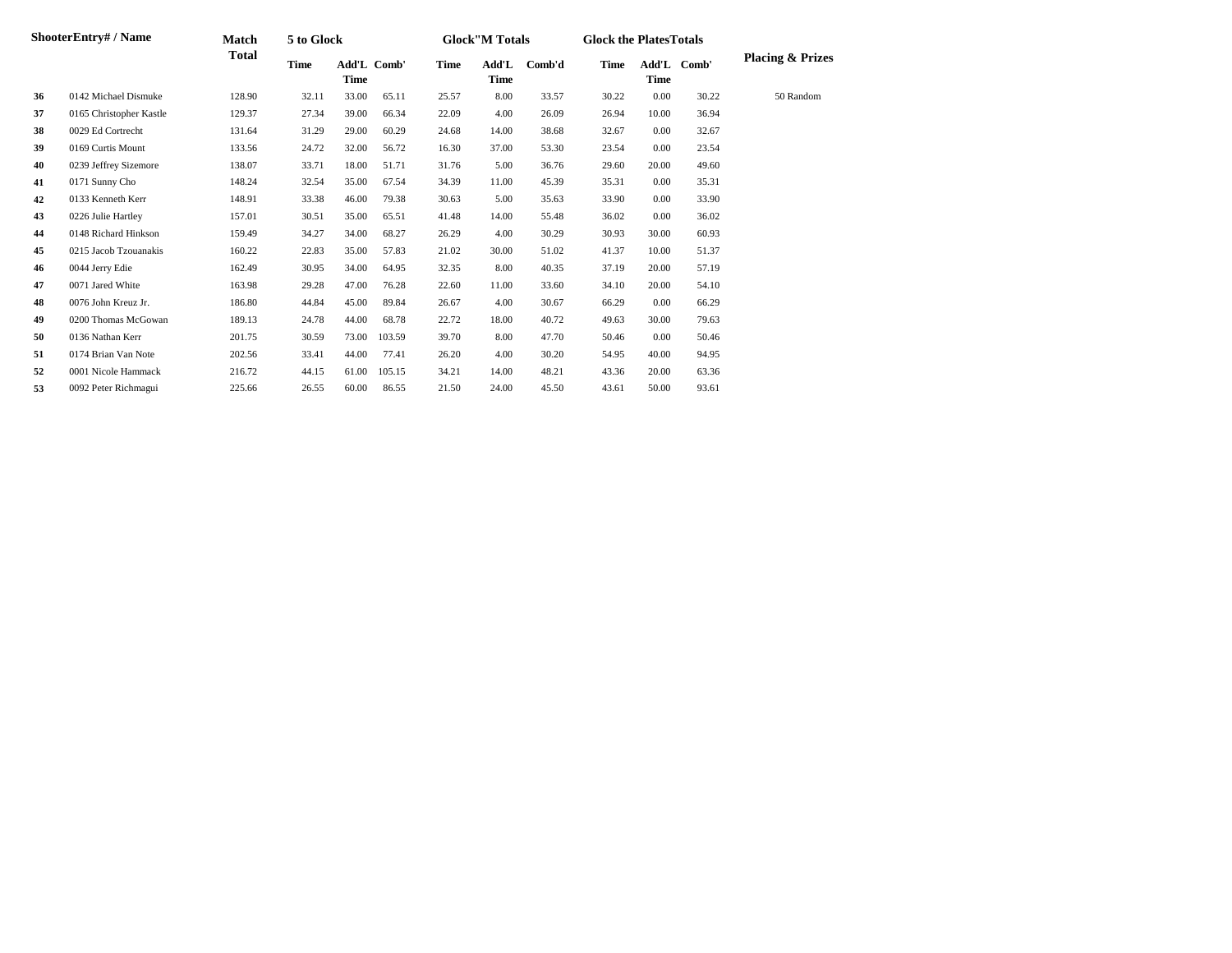| ShooterEntry# / Name | | Match Total | 5 to Glock | | | Glock"M Totals | | | Glock the PlatesTotals | | | Placing & Prizes |
|---|---|---|---|---|---|---|---|---|---|---|---|---|
| | | | Time | Add'L Time | Comb' | Time | Add'L Time | Comb'd | Time | Add'L Time | Comb' | |
| **36** | 0142 Michael Dismuke | 128.90 | 32.11 | 33.00 | 65.11 | 25.57 | 8.00 | 33.57 | 30.22 | 0.00 | 30.22 | 50 Random |
| **37** | 0165 Christopher Kastle | 129.37 | 27.34 | 39.00 | 66.34 | 22.09 | 4.00 | 26.09 | 26.94 | 10.00 | 36.94 | |
| **38** | 0029 Ed Cortrecht | 131.64 | 31.29 | 29.00 | 60.29 | 24.68 | 14.00 | 38.68 | 32.67 | 0.00 | 32.67 | |
| **39** | 0169 Curtis Mount | 133.56 | 24.72 | 32.00 | 56.72 | 16.30 | 37.00 | 53.30 | 23.54 | 0.00 | 23.54 | |
| **40** | 0239 Jeffrey Sizemore | 138.07 | 33.71 | 18.00 | 51.71 | 31.76 | 5.00 | 36.76 | 29.60 | 20.00 | 49.60 | |
| **41** | 0171 Sunny Cho | 148.24 | 32.54 | 35.00 | 67.54 | 34.39 | 11.00 | 45.39 | 35.31 | 0.00 | 35.31 | |
| **42** | 0133 Kenneth Kerr | 148.91 | 33.38 | 46.00 | 79.38 | 30.63 | 5.00 | 35.63 | 33.90 | 0.00 | 33.90 | |
| **43** | 0226 Julie Hartley | 157.01 | 30.51 | 35.00 | 65.51 | 41.48 | 14.00 | 55.48 | 36.02 | 0.00 | 36.02 | |
| **44** | 0148 Richard Hinkson | 159.49 | 34.27 | 34.00 | 68.27 | 26.29 | 4.00 | 30.29 | 30.93 | 30.00 | 60.93 | |
| **45** | 0215 Jacob Tzouanakis | 160.22 | 22.83 | 35.00 | 57.83 | 21.02 | 30.00 | 51.02 | 41.37 | 10.00 | 51.37 | |
| **46** | 0044 Jerry Edie | 162.49 | 30.95 | 34.00 | 64.95 | 32.35 | 8.00 | 40.35 | 37.19 | 20.00 | 57.19 | |
| **47** | 0071 Jared White | 163.98 | 29.28 | 47.00 | 76.28 | 22.60 | 11.00 | 33.60 | 34.10 | 20.00 | 54.10 | |
| **48** | 0076 John Kreuz Jr. | 186.80 | 44.84 | 45.00 | 89.84 | 26.67 | 4.00 | 30.67 | 66.29 | 0.00 | 66.29 | |
| **49** | 0200 Thomas McGowan | 189.13 | 24.78 | 44.00 | 68.78 | 22.72 | 18.00 | 40.72 | 49.63 | 30.00 | 79.63 | |
| **50** | 0136 Nathan Kerr | 201.75 | 30.59 | 73.00 | 103.59 | 39.70 | 8.00 | 47.70 | 50.46 | 0.00 | 50.46 | |
| **51** | 0174 Brian Van Note | 202.56 | 33.41 | 44.00 | 77.41 | 26.20 | 4.00 | 30.20 | 54.95 | 40.00 | 94.95 | |
| **52** | 0001 Nicole Hammack | 216.72 | 44.15 | 61.00 | 105.15 | 34.21 | 14.00 | 48.21 | 43.36 | 20.00 | 63.36 | |
| **53** | 0092 Peter Richmagui | 225.66 | 26.55 | 60.00 | 86.55 | 21.50 | 24.00 | 45.50 | 43.61 | 50.00 | 93.61 | |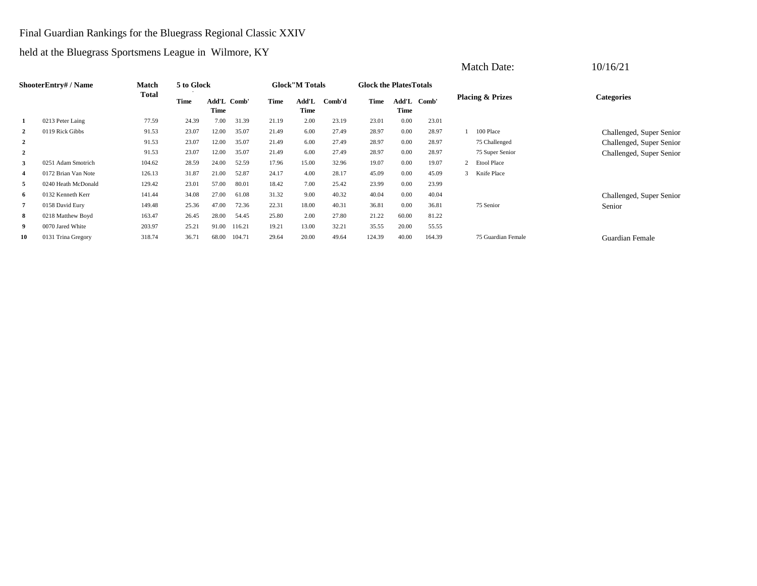Final Guardian Rankings for the Bluegrass Regional Classic XXIV

held at the Bluegrass Sportsmens League in Wilmore, KY

Match Date: 10/16/21

| Shooter | Entry# / Name | Match Total | 5 to Glock | | | Glock"M Totals | | | Glock the Plates Totals | | | Placing & Prizes | | Categories |
|---|---|---|---|---|---|---|---|---|---|---|---|---|---|---|
| | | | Time | Add'L Time | Comb' | Time | Add'L Time | Comb'd | Time | Add'L Time | Comb' | | | |
| 1 | 0213 Peter Laing | 77.59 | 24.39 | 7.00 | 31.39 | 21.19 | 2.00 | 23.19 | 23.01 | 0.00 | 23.01 | | | |
| 2 | 0119 Rick Gibbs | 91.53 | 23.07 | 12.00 | 35.07 | 21.49 | 6.00 | 27.49 | 28.97 | 0.00 | 28.97 | 1 | 100 Place | Challenged, Super Senior |
| 2 | | 91.53 | 23.07 | 12.00 | 35.07 | 21.49 | 6.00 | 27.49 | 28.97 | 0.00 | 28.97 | | 75 Challenged | Challenged, Super Senior |
| 2 | | 91.53 | 23.07 | 12.00 | 35.07 | 21.49 | 6.00 | 27.49 | 28.97 | 0.00 | 28.97 | | 75 Super Senior | Challenged, Super Senior |
| 3 | 0251 Adam Smotrich | 104.62 | 28.59 | 24.00 | 52.59 | 17.96 | 15.00 | 32.96 | 19.07 | 0.00 | 19.07 | 2 | Etool Place | |
| 4 | 0172 Brian Van Note | 126.13 | 31.87 | 21.00 | 52.87 | 24.17 | 4.00 | 28.17 | 45.09 | 0.00 | 45.09 | 3 | Knife Place | |
| 5 | 0240 Heath McDonald | 129.42 | 23.01 | 57.00 | 80.01 | 18.42 | 7.00 | 25.42 | 23.99 | 0.00 | 23.99 | | | |
| 6 | 0132 Kenneth Kerr | 141.44 | 34.08 | 27.00 | 61.08 | 31.32 | 9.00 | 40.32 | 40.04 | 0.00 | 40.04 | | | Challenged, Super Senior |
| 7 | 0158 David Eury | 149.48 | 25.36 | 47.00 | 72.36 | 22.31 | 18.00 | 40.31 | 36.81 | 0.00 | 36.81 | | 75 Senior | Senior |
| 8 | 0218 Matthew Boyd | 163.47 | 26.45 | 28.00 | 54.45 | 25.80 | 2.00 | 27.80 | 21.22 | 60.00 | 81.22 | | | |
| 9 | 0070 Jared White | 203.97 | 25.21 | 91.00 | 116.21 | 19.21 | 13.00 | 32.21 | 35.55 | 20.00 | 55.55 | | | |
| 10 | 0131 Trina Gregory | 318.74 | 36.71 | 68.00 | 104.71 | 29.64 | 20.00 | 49.64 | 124.39 | 40.00 | 164.39 | | 75 Guardian Female | Guardian Female |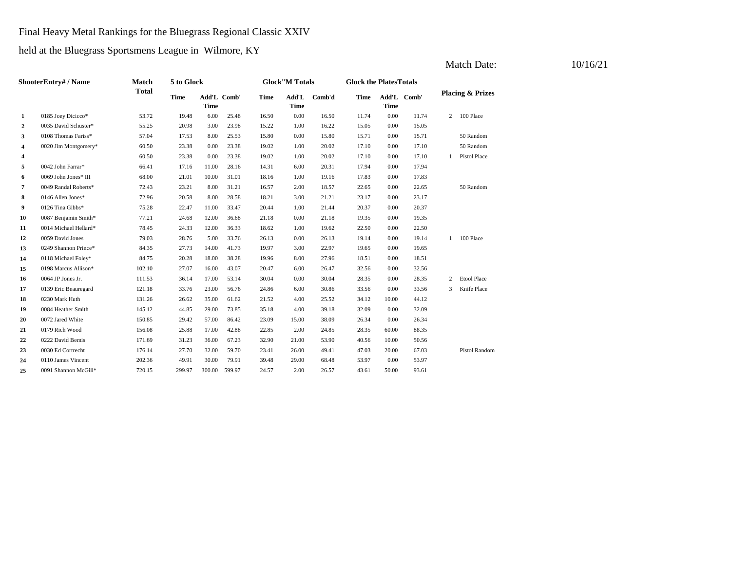Final Heavy Metal Rankings for the Bluegrass Regional Classic XXIV

held at the Bluegrass Sportsmens League in Wilmore, KY

Match Date: 10/16/21

| Shooter | Entry# / Name | Match Total | 5 to Glock | | | Glock"M Totals | | | Glock the Plates Totals | | | Placing & Prizes | |
|---|---|---|---|---|---|---|---|---|---|---|---|---|---|
| | | | Time | Add'L Time | Comb' | Time | Add'L Time | Comb'd | Time | Add'L Time | Comb' | | |
| 1 | 0185 Joey Dicicco* | 53.72 | 19.48 | 6.00 | 25.48 | 16.50 | 0.00 | 16.50 | 11.74 | 0.00 | 11.74 | 2 | 100 Place |
| 2 | 0035 David Schuster* | 55.25 | 20.98 | 3.00 | 23.98 | 15.22 | 1.00 | 16.22 | 15.05 | 0.00 | 15.05 | | |
| 3 | 0108 Thomas Fariss* | 57.04 | 17.53 | 8.00 | 25.53 | 15.80 | 0.00 | 15.80 | 15.71 | 0.00 | 15.71 | | 50 Random |
| 4 | 0020 Jim Montgomery* | 60.50 | 23.38 | 0.00 | 23.38 | 19.02 | 1.00 | 20.02 | 17.10 | 0.00 | 17.10 | | 50 Random |
| 4 | | 60.50 | 23.38 | 0.00 | 23.38 | 19.02 | 1.00 | 20.02 | 17.10 | 0.00 | 17.10 | 1 | Pistol Place |
| 5 | 0042 John Farrar* | 66.41 | 17.16 | 11.00 | 28.16 | 14.31 | 6.00 | 20.31 | 17.94 | 0.00 | 17.94 | | |
| 6 | 0069 John Jones* III | 68.00 | 21.01 | 10.00 | 31.01 | 18.16 | 1.00 | 19.16 | 17.83 | 0.00 | 17.83 | | |
| 7 | 0049 Randal Roberts* | 72.43 | 23.21 | 8.00 | 31.21 | 16.57 | 2.00 | 18.57 | 22.65 | 0.00 | 22.65 | | 50 Random |
| 8 | 0146 Allen Jones* | 72.96 | 20.58 | 8.00 | 28.58 | 18.21 | 3.00 | 21.21 | 23.17 | 0.00 | 23.17 | | |
| 9 | 0126 Tina Gibbs* | 75.28 | 22.47 | 11.00 | 33.47 | 20.44 | 1.00 | 21.44 | 20.37 | 0.00 | 20.37 | | |
| 10 | 0087 Benjamin Smith* | 77.21 | 24.68 | 12.00 | 36.68 | 21.18 | 0.00 | 21.18 | 19.35 | 0.00 | 19.35 | | |
| 11 | 0014 Michael Hellard* | 78.45 | 24.33 | 12.00 | 36.33 | 18.62 | 1.00 | 19.62 | 22.50 | 0.00 | 22.50 | | |
| 12 | 0059 David Jones | 79.03 | 28.76 | 5.00 | 33.76 | 26.13 | 0.00 | 26.13 | 19.14 | 0.00 | 19.14 | 1 | 100 Place |
| 13 | 0249 Shannon Prince* | 84.35 | 27.73 | 14.00 | 41.73 | 19.97 | 3.00 | 22.97 | 19.65 | 0.00 | 19.65 | | |
| 14 | 0118 Michael Foley* | 84.75 | 20.28 | 18.00 | 38.28 | 19.96 | 8.00 | 27.96 | 18.51 | 0.00 | 18.51 | | |
| 15 | 0198 Marcus Allison* | 102.10 | 27.07 | 16.00 | 43.07 | 20.47 | 6.00 | 26.47 | 32.56 | 0.00 | 32.56 | | |
| 16 | 0064 JP Jones Jr. | 111.53 | 36.14 | 17.00 | 53.14 | 30.04 | 0.00 | 30.04 | 28.35 | 0.00 | 28.35 | 2 | Etool Place |
| 17 | 0139 Eric Beauregard | 121.18 | 33.76 | 23.00 | 56.76 | 24.86 | 6.00 | 30.86 | 33.56 | 0.00 | 33.56 | 3 | Knife Place |
| 18 | 0230 Mark Huth | 131.26 | 26.62 | 35.00 | 61.62 | 21.52 | 4.00 | 25.52 | 34.12 | 10.00 | 44.12 | | |
| 19 | 0084 Heather Smith | 145.12 | 44.85 | 29.00 | 73.85 | 35.18 | 4.00 | 39.18 | 32.09 | 0.00 | 32.09 | | |
| 20 | 0072 Jared White | 150.85 | 29.42 | 57.00 | 86.42 | 23.09 | 15.00 | 38.09 | 26.34 | 0.00 | 26.34 | | |
| 21 | 0179 Rich Wood | 156.08 | 25.88 | 17.00 | 42.88 | 22.85 | 2.00 | 24.85 | 28.35 | 60.00 | 88.35 | | |
| 22 | 0222 David Bemis | 171.69 | 31.23 | 36.00 | 67.23 | 32.90 | 21.00 | 53.90 | 40.56 | 10.00 | 50.56 | | |
| 23 | 0030 Ed Cortrecht | 176.14 | 27.70 | 32.00 | 59.70 | 23.41 | 26.00 | 49.41 | 47.03 | 20.00 | 67.03 | | Pistol Random |
| 24 | 0110 James Vincent | 202.36 | 49.91 | 30.00 | 79.91 | 39.48 | 29.00 | 68.48 | 53.97 | 0.00 | 53.97 | | |
| 25 | 0091 Shannon McGill* | 720.15 | 299.97 | 300.00 | 599.97 | 24.57 | 2.00 | 26.57 | 43.61 | 50.00 | 93.61 | | |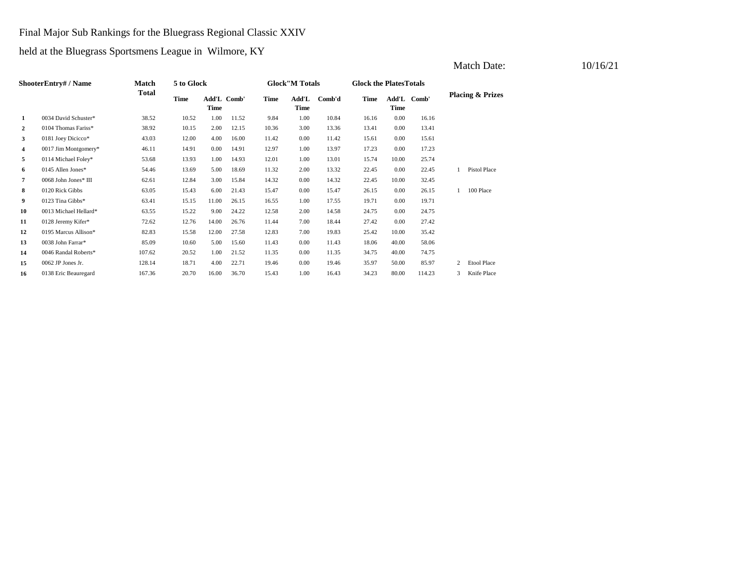Final Major Sub Rankings for the Bluegrass Regional Classic XXIV

held at the Bluegrass Sportsmens League in Wilmore, KY

Match Date: 10/16/21

| Shooter | Entry# / Name | Match Total | 5 to Glock | | | Glock"M Totals | | | Glock the Plates Totals | | | Placing & Prizes | |
|---|---|---|---|---|---|---|---|---|---|---|---|---|---|
| | | | Time | Add'L Time | Comb' | Time | Add'L Time | Comb'd | Time | Add'L Time | Comb' | | |
| 1 | 0034 David Schuster* | 38.52 | 10.52 | 1.00 | 11.52 | 9.84 | 1.00 | 10.84 | 16.16 | 0.00 | 16.16 | | |
| 2 | 0104 Thomas Fariss* | 38.92 | 10.15 | 2.00 | 12.15 | 10.36 | 3.00 | 13.36 | 13.41 | 0.00 | 13.41 | | |
| 3 | 0181 Joey Dicicco* | 43.03 | 12.00 | 4.00 | 16.00 | 11.42 | 0.00 | 11.42 | 15.61 | 0.00 | 15.61 | | |
| 4 | 0017 Jim Montgomery* | 46.11 | 14.91 | 0.00 | 14.91 | 12.97 | 1.00 | 13.97 | 17.23 | 0.00 | 17.23 | | |
| 5 | 0114 Michael Foley* | 53.68 | 13.93 | 1.00 | 14.93 | 12.01 | 1.00 | 13.01 | 15.74 | 10.00 | 25.74 | | |
| 6 | 0145 Allen Jones* | 54.46 | 13.69 | 5.00 | 18.69 | 11.32 | 2.00 | 13.32 | 22.45 | 0.00 | 22.45 | 1 | Pistol Place |
| 7 | 0068 John Jones* III | 62.61 | 12.84 | 3.00 | 15.84 | 14.32 | 0.00 | 14.32 | 22.45 | 10.00 | 32.45 | | |
| 8 | 0120 Rick Gibbs | 63.05 | 15.43 | 6.00 | 21.43 | 15.47 | 0.00 | 15.47 | 26.15 | 0.00 | 26.15 | 1 | 100 Place |
| 9 | 0123 Tina Gibbs* | 63.41 | 15.15 | 11.00 | 26.15 | 16.55 | 1.00 | 17.55 | 19.71 | 0.00 | 19.71 | | |
| 10 | 0013 Michael Hellard* | 63.55 | 15.22 | 9.00 | 24.22 | 12.58 | 2.00 | 14.58 | 24.75 | 0.00 | 24.75 | | |
| 11 | 0128 Jeremy Kifer* | 72.62 | 12.76 | 14.00 | 26.76 | 11.44 | 7.00 | 18.44 | 27.42 | 0.00 | 27.42 | | |
| 12 | 0195 Marcus Allison* | 82.83 | 15.58 | 12.00 | 27.58 | 12.83 | 7.00 | 19.83 | 25.42 | 10.00 | 35.42 | | |
| 13 | 0038 John Farrar* | 85.09 | 10.60 | 5.00 | 15.60 | 11.43 | 0.00 | 11.43 | 18.06 | 40.00 | 58.06 | | |
| 14 | 0046 Randal Roberts* | 107.62 | 20.52 | 1.00 | 21.52 | 11.35 | 0.00 | 11.35 | 34.75 | 40.00 | 74.75 | | |
| 15 | 0062 JP Jones Jr. | 128.14 | 18.71 | 4.00 | 22.71 | 19.46 | 0.00 | 19.46 | 35.97 | 50.00 | 85.97 | 2 | Etool Place |
| 16 | 0138 Eric Beauregard | 167.36 | 20.70 | 16.00 | 36.70 | 15.43 | 1.00 | 16.43 | 34.23 | 80.00 | 114.23 | 3 | Knife Place |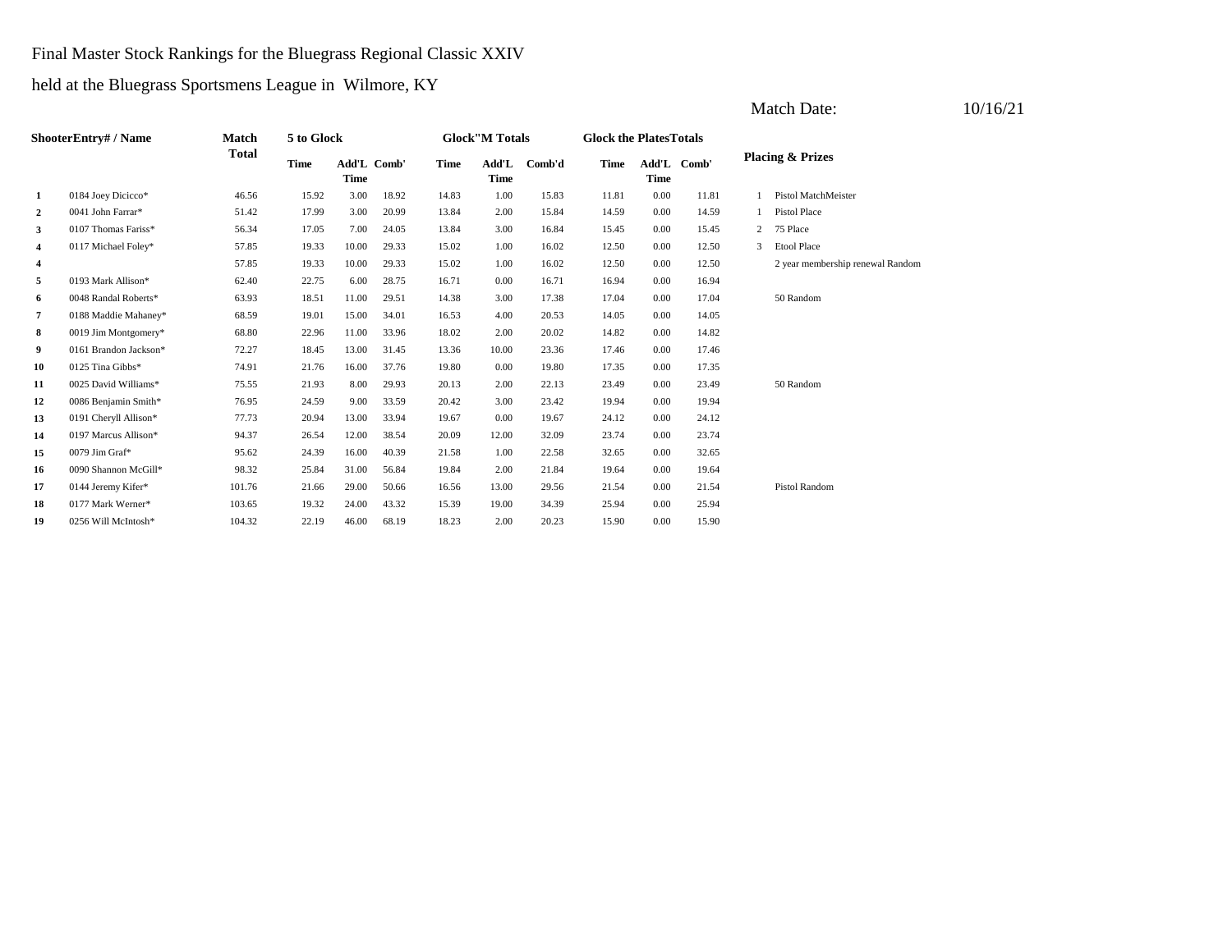Final Master Stock Rankings for the Bluegrass Regional Classic XXIV

held at the Bluegrass Sportsmens League in Wilmore, KY

Match Date: 10/16/21

| Shooter | Entry# / Name | Match Total | 5 to Glock | | | Glock"M Totals | | | Glock the Plates Totals | | | Placing & Prizes | |
|---|---|---|---|---|---|---|---|---|---|---|---|---|---|
| | | | Time | Add'L Time | Comb' | Time | Add'L Time | Comb'd | Time | Add'L Time | Comb' | | |
| 1 | 0184 Joey Dicicco* | 46.56 | 15.92 | 3.00 | 18.92 | 14.83 | 1.00 | 15.83 | 11.81 | 0.00 | 11.81 | 1 | Pistol MatchMeister |
| 2 | 0041 John Farrar* | 51.42 | 17.99 | 3.00 | 20.99 | 13.84 | 2.00 | 15.84 | 14.59 | 0.00 | 14.59 | 1 | Pistol Place |
| 3 | 0107 Thomas Fariss* | 56.34 | 17.05 | 7.00 | 24.05 | 13.84 | 3.00 | 16.84 | 15.45 | 0.00 | 15.45 | 2 | 75 Place |
| 4 | 0117 Michael Foley* | 57.85 | 19.33 | 10.00 | 29.33 | 15.02 | 1.00 | 16.02 | 12.50 | 0.00 | 12.50 | 3 | Etool Place |
| 4 | | 57.85 | 19.33 | 10.00 | 29.33 | 15.02 | 1.00 | 16.02 | 12.50 | 0.00 | 12.50 | | 2 year membership renewal Random |
| 5 | 0193 Mark Allison* | 62.40 | 22.75 | 6.00 | 28.75 | 16.71 | 0.00 | 16.71 | 16.94 | 0.00 | 16.94 | | |
| 6 | 0048 Randal Roberts* | 63.93 | 18.51 | 11.00 | 29.51 | 14.38 | 3.00 | 17.38 | 17.04 | 0.00 | 17.04 | | 50 Random |
| 7 | 0188 Maddie Mahaney* | 68.59 | 19.01 | 15.00 | 34.01 | 16.53 | 4.00 | 20.53 | 14.05 | 0.00 | 14.05 | | |
| 8 | 0019 Jim Montgomery* | 68.80 | 22.96 | 11.00 | 33.96 | 18.02 | 2.00 | 20.02 | 14.82 | 0.00 | 14.82 | | |
| 9 | 0161 Brandon Jackson* | 72.27 | 18.45 | 13.00 | 31.45 | 13.36 | 10.00 | 23.36 | 17.46 | 0.00 | 17.46 | | |
| 10 | 0125 Tina Gibbs* | 74.91 | 21.76 | 16.00 | 37.76 | 19.80 | 0.00 | 19.80 | 17.35 | 0.00 | 17.35 | | |
| 11 | 0025 David Williams* | 75.55 | 21.93 | 8.00 | 29.93 | 20.13 | 2.00 | 22.13 | 23.49 | 0.00 | 23.49 | | 50 Random |
| 12 | 0086 Benjamin Smith* | 76.95 | 24.59 | 9.00 | 33.59 | 20.42 | 3.00 | 23.42 | 19.94 | 0.00 | 19.94 | | |
| 13 | 0191 Cheryll Allison* | 77.73 | 20.94 | 13.00 | 33.94 | 19.67 | 0.00 | 19.67 | 24.12 | 0.00 | 24.12 | | |
| 14 | 0197 Marcus Allison* | 94.37 | 26.54 | 12.00 | 38.54 | 20.09 | 12.00 | 32.09 | 23.74 | 0.00 | 23.74 | | |
| 15 | 0079 Jim Graf* | 95.62 | 24.39 | 16.00 | 40.39 | 21.58 | 1.00 | 22.58 | 32.65 | 0.00 | 32.65 | | |
| 16 | 0090 Shannon McGill* | 98.32 | 25.84 | 31.00 | 56.84 | 19.84 | 2.00 | 21.84 | 19.64 | 0.00 | 19.64 | | |
| 17 | 0144 Jeremy Kifer* | 101.76 | 21.66 | 29.00 | 50.66 | 16.56 | 13.00 | 29.56 | 21.54 | 0.00 | 21.54 | | Pistol Random |
| 18 | 0177 Mark Werner* | 103.65 | 19.32 | 24.00 | 43.32 | 15.39 | 19.00 | 34.39 | 25.94 | 0.00 | 25.94 | | |
| 19 | 0256 Will McIntosh* | 104.32 | 22.19 | 46.00 | 68.19 | 18.23 | 2.00 | 20.23 | 15.90 | 0.00 | 15.90 | | |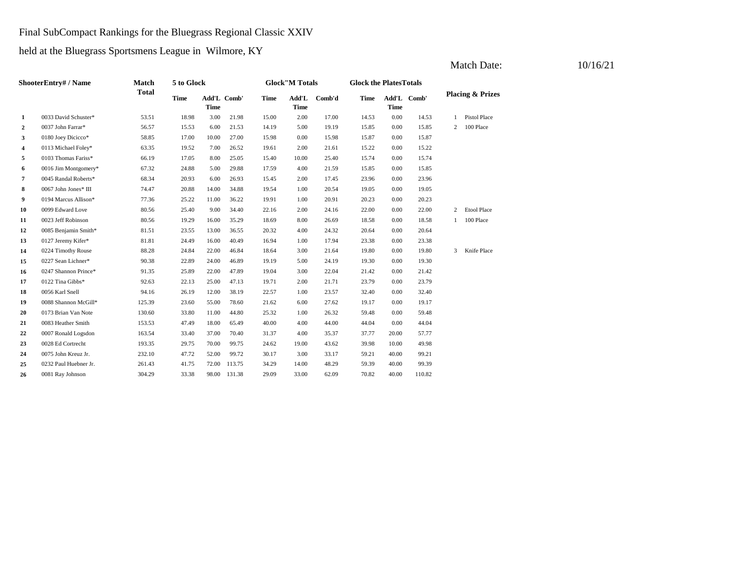Final SubCompact Rankings for the Bluegrass Regional Classic XXIV

held at the Bluegrass Sportsmens League in Wilmore, KY

Match Date: 10/16/21

| Shooter | Entry# / Name | Match Total | 5 to Glock Time | 5 to Glock Add'L Time | 5 to Glock Comb' | Glock"M Totals Time | Glock"M Totals Add'L Time | Glock"M Totals Comb'd | Glock the Plates Totals Time | Glock the Plates Totals Add'L Time | Glock the Plates Totals Comb' | Placing & Prizes | |
|---|---|---|---|---|---|---|---|---|---|---|---|---|---|
| 1 | 0033 David Schuster* | 53.51 | 18.98 | 3.00 | 21.98 | 15.00 | 2.00 | 17.00 | 14.53 | 0.00 | 14.53 | 1 | Pistol Place |
| 2 | 0037 John Farrar* | 56.57 | 15.53 | 6.00 | 21.53 | 14.19 | 5.00 | 19.19 | 15.85 | 0.00 | 15.85 | 2 | 100 Place |
| 3 | 0180 Joey Dicicco* | 58.85 | 17.00 | 10.00 | 27.00 | 15.98 | 0.00 | 15.98 | 15.87 | 0.00 | 15.87 | | |
| 4 | 0113 Michael Foley* | 63.35 | 19.52 | 7.00 | 26.52 | 19.61 | 2.00 | 21.61 | 15.22 | 0.00 | 15.22 | | |
| 5 | 0103 Thomas Fariss* | 66.19 | 17.05 | 8.00 | 25.05 | 15.40 | 10.00 | 25.40 | 15.74 | 0.00 | 15.74 | | |
| 6 | 0016 Jim Montgomery* | 67.32 | 24.88 | 5.00 | 29.88 | 17.59 | 4.00 | 21.59 | 15.85 | 0.00 | 15.85 | | |
| 7 | 0045 Randal Roberts* | 68.34 | 20.93 | 6.00 | 26.93 | 15.45 | 2.00 | 17.45 | 23.96 | 0.00 | 23.96 | | |
| 8 | 0067 John Jones* III | 74.47 | 20.88 | 14.00 | 34.88 | 19.54 | 1.00 | 20.54 | 19.05 | 0.00 | 19.05 | | |
| 9 | 0194 Marcus Allison* | 77.36 | 25.22 | 11.00 | 36.22 | 19.91 | 1.00 | 20.91 | 20.23 | 0.00 | 20.23 | | |
| 10 | 0099 Edward Love | 80.56 | 25.40 | 9.00 | 34.40 | 22.16 | 2.00 | 24.16 | 22.00 | 0.00 | 22.00 | 2 | Etool Place |
| 11 | 0023 Jeff Robinson | 80.56 | 19.29 | 16.00 | 35.29 | 18.69 | 8.00 | 26.69 | 18.58 | 0.00 | 18.58 | 1 | 100 Place |
| 12 | 0085 Benjamin Smith* | 81.51 | 23.55 | 13.00 | 36.55 | 20.32 | 4.00 | 24.32 | 20.64 | 0.00 | 20.64 | | |
| 13 | 0127 Jeremy Kifer* | 81.81 | 24.49 | 16.00 | 40.49 | 16.94 | 1.00 | 17.94 | 23.38 | 0.00 | 23.38 | | |
| 14 | 0224 Timothy Rouse | 88.28 | 24.84 | 22.00 | 46.84 | 18.64 | 3.00 | 21.64 | 19.80 | 0.00 | 19.80 | 3 | Knife Place |
| 15 | 0227 Sean Lichner* | 90.38 | 22.89 | 24.00 | 46.89 | 19.19 | 5.00 | 24.19 | 19.30 | 0.00 | 19.30 | | |
| 16 | 0247 Shannon Prince* | 91.35 | 25.89 | 22.00 | 47.89 | 19.04 | 3.00 | 22.04 | 21.42 | 0.00 | 21.42 | | |
| 17 | 0122 Tina Gibbs* | 92.63 | 22.13 | 25.00 | 47.13 | 19.71 | 2.00 | 21.71 | 23.79 | 0.00 | 23.79 | | |
| 18 | 0056 Karl Snell | 94.16 | 26.19 | 12.00 | 38.19 | 22.57 | 1.00 | 23.57 | 32.40 | 0.00 | 32.40 | | |
| 19 | 0088 Shannon McGill* | 125.39 | 23.60 | 55.00 | 78.60 | 21.62 | 6.00 | 27.62 | 19.17 | 0.00 | 19.17 | | |
| 20 | 0173 Brian Van Note | 130.60 | 33.80 | 11.00 | 44.80 | 25.32 | 1.00 | 26.32 | 59.48 | 0.00 | 59.48 | | |
| 21 | 0083 Heather Smith | 153.53 | 47.49 | 18.00 | 65.49 | 40.00 | 4.00 | 44.00 | 44.04 | 0.00 | 44.04 | | |
| 22 | 0007 Ronald Logsdon | 163.54 | 33.40 | 37.00 | 70.40 | 31.37 | 4.00 | 35.37 | 37.77 | 20.00 | 57.77 | | |
| 23 | 0028 Ed Cortrecht | 193.35 | 29.75 | 70.00 | 99.75 | 24.62 | 19.00 | 43.62 | 39.98 | 10.00 | 49.98 | | |
| 24 | 0075 John Kreuz Jr. | 232.10 | 47.72 | 52.00 | 99.72 | 30.17 | 3.00 | 33.17 | 59.21 | 40.00 | 99.21 | | |
| 25 | 0232 Paul Huebner Jr. | 261.43 | 41.75 | 72.00 | 113.75 | 34.29 | 14.00 | 48.29 | 59.39 | 40.00 | 99.39 | | |
| 26 | 0081 Ray Johnson | 304.29 | 33.38 | 98.00 | 131.38 | 29.09 | 33.00 | 62.09 | 70.82 | 40.00 | 110.82 | | |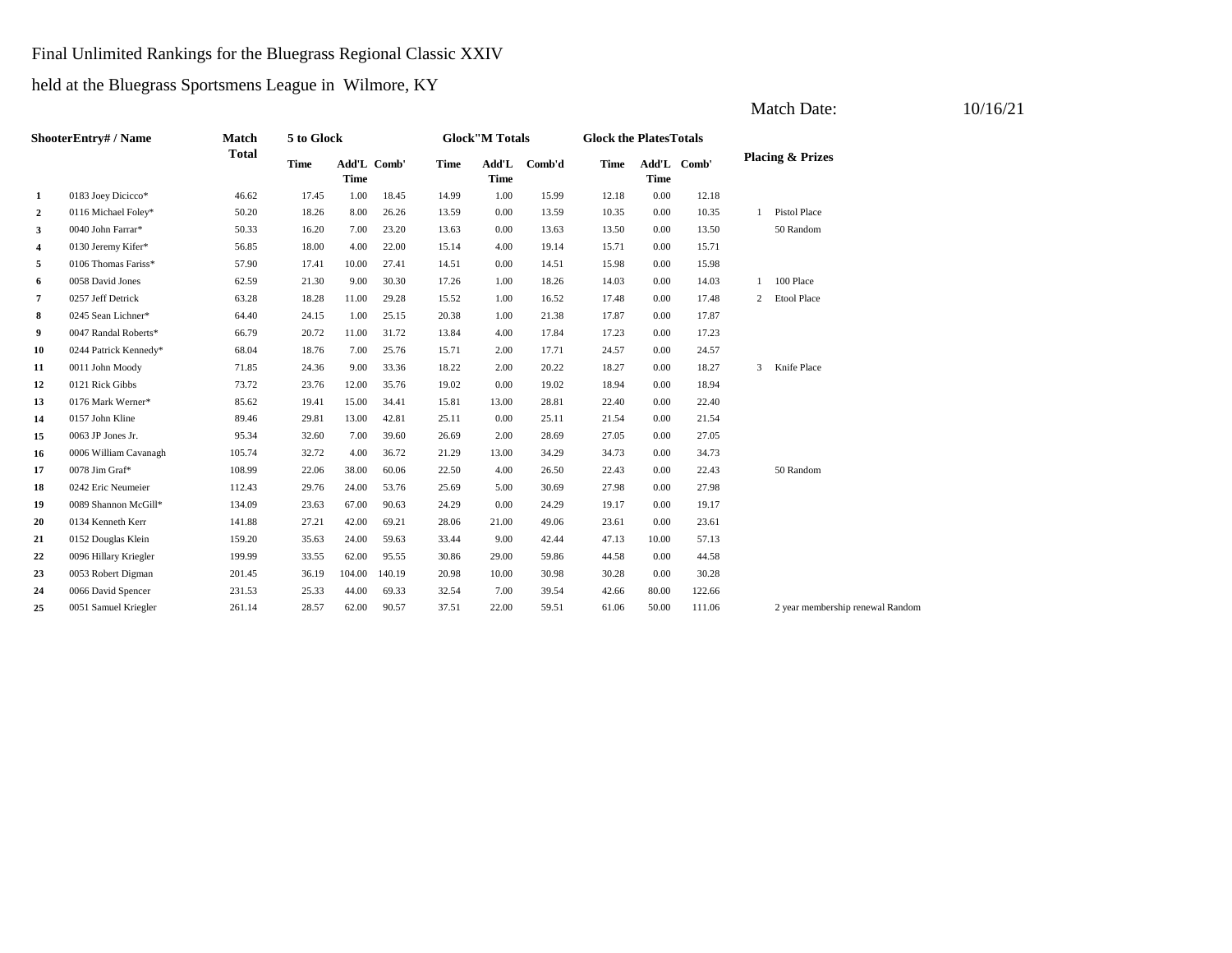Final Unlimited Rankings for the Bluegrass Regional Classic XXIV

held at the Bluegrass Sportsmens League in Wilmore, KY

Match Date: 10/16/21

| Shooter | Entry# / Name | Match Total | 5 to Glock | | | Glock"M Totals | | | Glock the Plates Totals | | | Placing & Prizes | |
|---|---|---|---|---|---|---|---|---|---|---|---|---|---|
| | | | Time | Add'L Time | Comb' | Time | Add'L Time | Comb'd | Time | Add'L Time | Comb' | | |
| 1 | 0183 Joey Dicicco* | 46.62 | 17.45 | 1.00 | 18.45 | 14.99 | 1.00 | 15.99 | 12.18 | 0.00 | 12.18 | | |
| 2 | 0116 Michael Foley* | 50.20 | 18.26 | 8.00 | 26.26 | 13.59 | 0.00 | 13.59 | 10.35 | 0.00 | 10.35 | 1 | Pistol Place |
| 3 | 0040 John Farrar* | 50.33 | 16.20 | 7.00 | 23.20 | 13.63 | 0.00 | 13.63 | 13.50 | 0.00 | 13.50 | | 50 Random |
| 4 | 0130 Jeremy Kifer* | 56.85 | 18.00 | 4.00 | 22.00 | 15.14 | 4.00 | 19.14 | 15.71 | 0.00 | 15.71 | | |
| 5 | 0106 Thomas Fariss* | 57.90 | 17.41 | 10.00 | 27.41 | 14.51 | 0.00 | 14.51 | 15.98 | 0.00 | 15.98 | | |
| 6 | 0058 David Jones | 62.59 | 21.30 | 9.00 | 30.30 | 17.26 | 1.00 | 18.26 | 14.03 | 0.00 | 14.03 | 1 | 100 Place |
| 7 | 0257 Jeff Detrick | 63.28 | 18.28 | 11.00 | 29.28 | 15.52 | 1.00 | 16.52 | 17.48 | 0.00 | 17.48 | 2 | Etool Place |
| 8 | 0245 Sean Lichner* | 64.40 | 24.15 | 1.00 | 25.15 | 20.38 | 1.00 | 21.38 | 17.87 | 0.00 | 17.87 | | |
| 9 | 0047 Randal Roberts* | 66.79 | 20.72 | 11.00 | 31.72 | 13.84 | 4.00 | 17.84 | 17.23 | 0.00 | 17.23 | | |
| 10 | 0244 Patrick Kennedy* | 68.04 | 18.76 | 7.00 | 25.76 | 15.71 | 2.00 | 17.71 | 24.57 | 0.00 | 24.57 | | |
| 11 | 0011 John Moody | 71.85 | 24.36 | 9.00 | 33.36 | 18.22 | 2.00 | 20.22 | 18.27 | 0.00 | 18.27 | 3 | Knife Place |
| 12 | 0121 Rick Gibbs | 73.72 | 23.76 | 12.00 | 35.76 | 19.02 | 0.00 | 19.02 | 18.94 | 0.00 | 18.94 | | |
| 13 | 0176 Mark Werner* | 85.62 | 19.41 | 15.00 | 34.41 | 15.81 | 13.00 | 28.81 | 22.40 | 0.00 | 22.40 | | |
| 14 | 0157 John Kline | 89.46 | 29.81 | 13.00 | 42.81 | 25.11 | 0.00 | 25.11 | 21.54 | 0.00 | 21.54 | | |
| 15 | 0063 JP Jones Jr. | 95.34 | 32.60 | 7.00 | 39.60 | 26.69 | 2.00 | 28.69 | 27.05 | 0.00 | 27.05 | | |
| 16 | 0006 William Cavanagh | 105.74 | 32.72 | 4.00 | 36.72 | 21.29 | 13.00 | 34.29 | 34.73 | 0.00 | 34.73 | | |
| 17 | 0078 Jim Graf* | 108.99 | 22.06 | 38.00 | 60.06 | 22.50 | 4.00 | 26.50 | 22.43 | 0.00 | 22.43 | | 50 Random |
| 18 | 0242 Eric Neumeier | 112.43 | 29.76 | 24.00 | 53.76 | 25.69 | 5.00 | 30.69 | 27.98 | 0.00 | 27.98 | | |
| 19 | 0089 Shannon McGill* | 134.09 | 23.63 | 67.00 | 90.63 | 24.29 | 0.00 | 24.29 | 19.17 | 0.00 | 19.17 | | |
| 20 | 0134 Kenneth Kerr | 141.88 | 27.21 | 42.00 | 69.21 | 28.06 | 21.00 | 49.06 | 23.61 | 0.00 | 23.61 | | |
| 21 | 0152 Douglas Klein | 159.20 | 35.63 | 24.00 | 59.63 | 33.44 | 9.00 | 42.44 | 47.13 | 10.00 | 57.13 | | |
| 22 | 0096 Hillary Kriegler | 199.99 | 33.55 | 62.00 | 95.55 | 30.86 | 29.00 | 59.86 | 44.58 | 0.00 | 44.58 | | |
| 23 | 0053 Robert Digman | 201.45 | 36.19 | 104.00 | 140.19 | 20.98 | 10.00 | 30.98 | 30.28 | 0.00 | 30.28 | | |
| 24 | 0066 David Spencer | 231.53 | 25.33 | 44.00 | 69.33 | 32.54 | 7.00 | 39.54 | 42.66 | 80.00 | 122.66 | | |
| 25 | 0051 Samuel Kriegler | 261.14 | 28.57 | 62.00 | 90.57 | 37.51 | 22.00 | 59.51 | 61.06 | 50.00 | 111.06 | | 2 year membership renewal Random |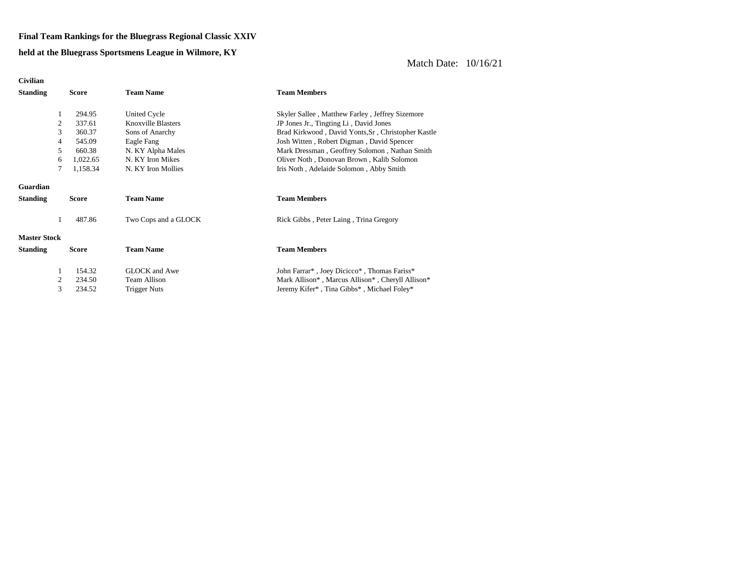**Final Team Rankings for the Bluegrass Regional Classic XXIV**

**held at the Bluegrass Sportsmens League in Wilmore, KY**

Match Date: 10/16/21

**Civilian**

| Standing | Score | Team Name | Team Members |
|---|---|---|---|
| 1 | 294.95 | United Cycle | Skyler Sallee , Matthew Farley , Jeffrey Sizemore |
| 2 | 337.61 | Knoxville Blasters | JP Jones Jr., Tingting Li , David Jones |
| 3 | 360.37 | Sons of Anarchy | Brad Kirkwood , David Yonts,Sr , Christopher Kastle |
| 4 | 545.09 | Eagle Fang | Josh Witten , Robert Digman , David Spencer |
| 5 | 660.38 | N. KY Alpha Males | Mark Dressman , Geoffrey Solomon , Nathan Smith |
| 6 | 1,022.65 | N. KY Iron Mikes | Oliver Noth , Donovan Brown , Kalib Solomon |
| 7 | 1,158.34 | N. KY Iron Mollies | Iris Noth , Adelaide Solomon , Abby Smith |

**Guardian**

| Standing | Score | Team Name | Team Members |
|---|---|---|---|
| 1 | 487.86 | Two Cops and a GLOCK | Rick Gibbs , Peter Laing , Trina Gregory |

**Master Stock**

| Standing | Score | Team Name | Team Members |
|---|---|---|---|
| 1 | 154.32 | GLOCK and Awe | John Farrar* , Joey Dicicco* , Thomas Fariss* |
| 2 | 234.50 | Team Allison | Mark Allison* , Marcus Allison* , Cheryll Allison* |
| 3 | 234.52 | Trigger Nuts | Jeremy Kifer* , Tina Gibbs* , Michael Foley* |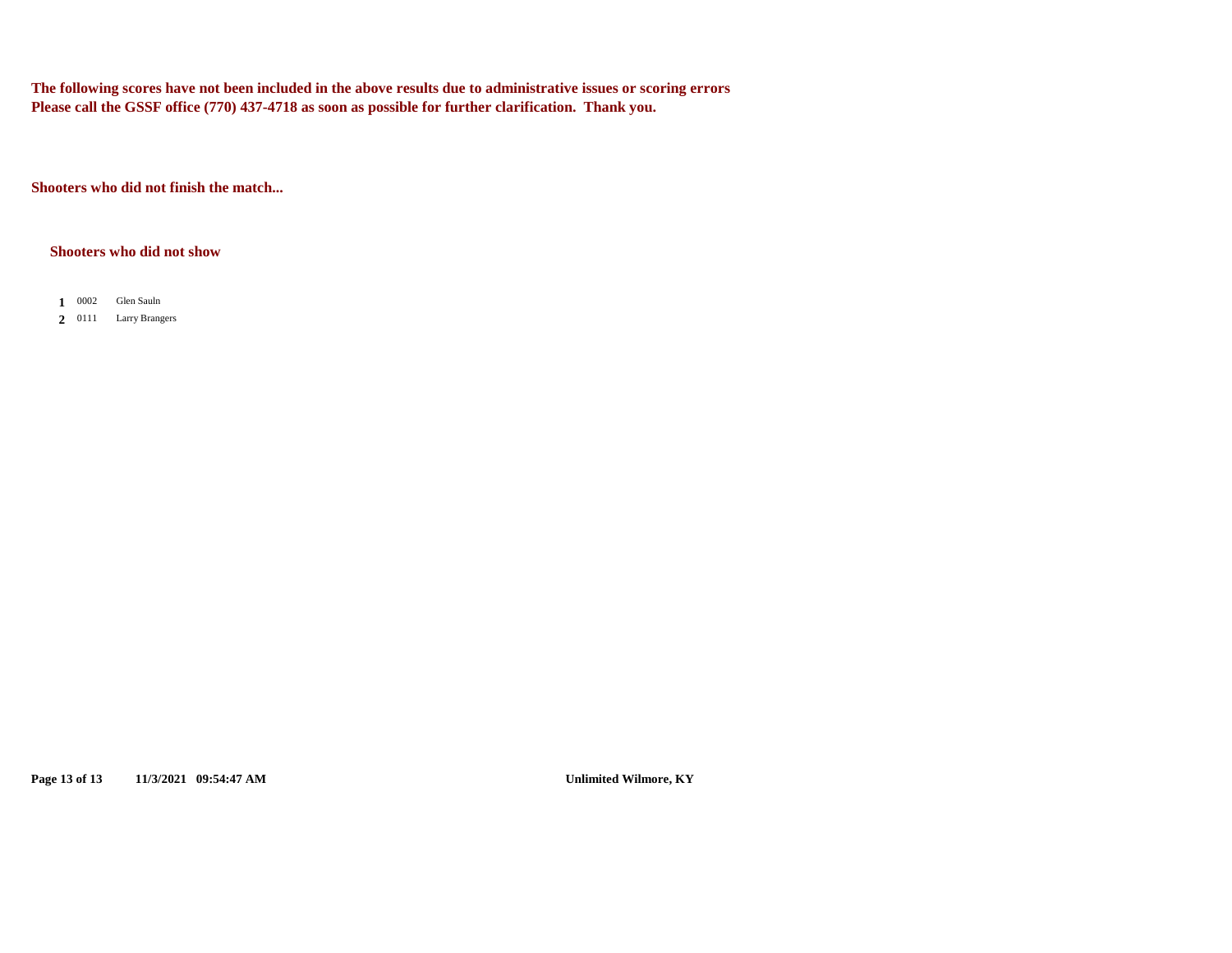**The following scores have not been included in the above results due to administrative issues or scoring errors**
**Please call the GSSF office (770) 437-4718 as soon as possible for further clarification. Thank you.**

**Shooters who did not finish the match...**

**Shooters who did not show**

| | | |
|---|---|---|
| **1** | 0002 | Glen Sauln |
| **2** | 0111 | Larry Brangers |